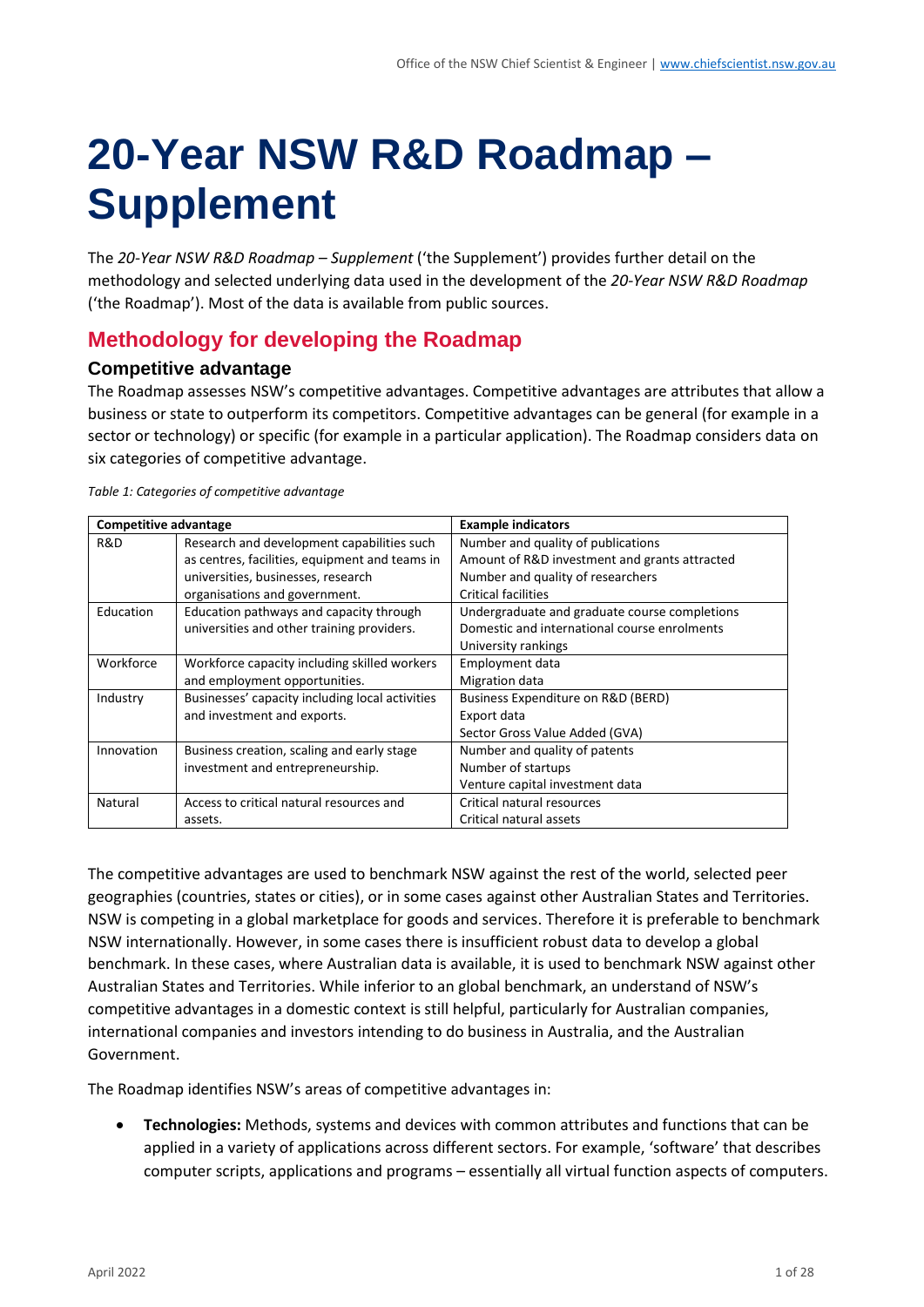# 20-Year NSW R&D Roadmap – Supplement

The *20-Year NSW R&D Roadmap – Supplement* ('the Supplement') provides further detail on the methodology and selected underlying data used in the development of the *20-Year NSW R&D Roadmap* ('the Roadmap'). Most of the data is available from public sources.

## Methodology for developing the Roadmap

### Competitive advantage

The Roadmap assesses NSW's competitive advantages. Competitive advantages are attributes that allow a business or state to outperform its competitors. Competitive advantages can be general (for example in a sector or technology) or specific (for example in a particular application). The Roadmap considers data on six categories of competitive advantage.

*Table 1: Categories of competitive advantage*

| Competitive advantage | | Example indicators |
|---|---|---|
| R&D | Research and development capabilities such as centres, facilities, equipment and teams in universities, businesses, research organisations and government. | Number and quality of publications<br>Amount of R&D investment and grants attracted<br>Number and quality of researchers<br>Critical facilities |
| Education | Education pathways and capacity through universities and other training providers. | Undergraduate and graduate course completions<br>Domestic and international course enrolments<br>University rankings |
| Workforce | Workforce capacity including skilled workers and employment opportunities. | Employment data<br>Migration data |
| Industry | Businesses' capacity including local activities and investment and exports. | Business Expenditure on R&D (BERD)<br>Export data<br>Sector Gross Value Added (GVA) |
| Innovation | Business creation, scaling and early stage investment and entrepreneurship. | Number and quality of patents<br>Number of startups<br>Venture capital investment data |
| Natural | Access to critical natural resources and assets. | Critical natural resources<br>Critical natural assets |

The competitive advantages are used to benchmark NSW against the rest of the world, selected peer geographies (countries, states or cities), or in some cases against other Australian States and Territories. NSW is competing in a global marketplace for goods and services. Therefore it is preferable to benchmark NSW internationally. However, in some cases there is insufficient robust data to develop a global benchmark. In these cases, where Australian data is available, it is used to benchmark NSW against other Australian States and Territories. While inferior to an global benchmark, an understand of NSW's competitive advantages in a domestic context is still helpful, particularly for Australian companies, international companies and investors intending to do business in Australia, and the Australian Government.

The Roadmap identifies NSW's areas of competitive advantages in:

- **Technologies:** Methods, systems and devices with common attributes and functions that can be applied in a variety of applications across different sectors. For example, 'software' that describes computer scripts, applications and programs – essentially all virtual function aspects of computers.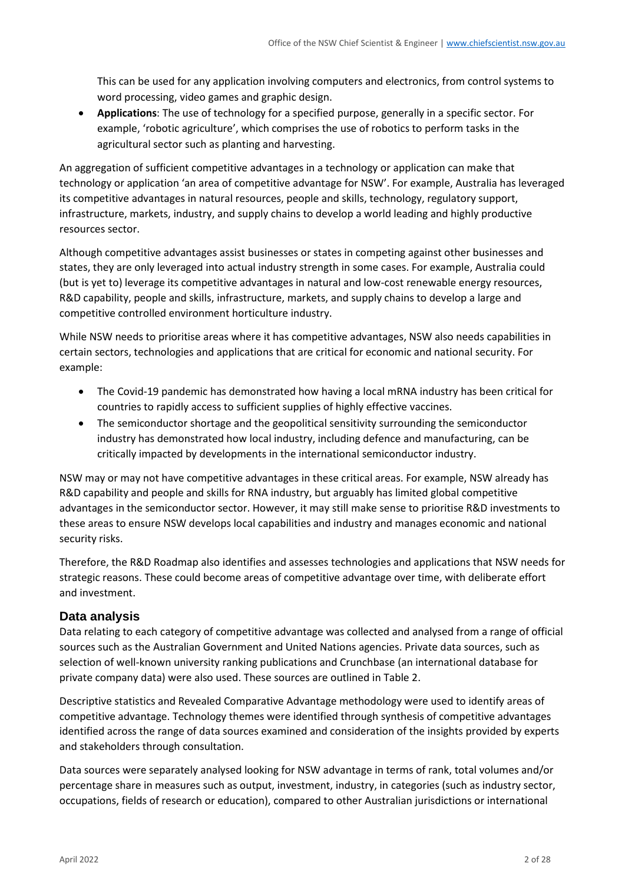This can be used for any application involving computers and electronics, from control systems to word processing, video games and graphic design.

- **Applications**: The use of technology for a specified purpose, generally in a specific sector. For example, 'robotic agriculture', which comprises the use of robotics to perform tasks in the agricultural sector such as planting and harvesting.

An aggregation of sufficient competitive advantages in a technology or application can make that technology or application 'an area of competitive advantage for NSW'. For example, Australia has leveraged its competitive advantages in natural resources, people and skills, technology, regulatory support, infrastructure, markets, industry, and supply chains to develop a world leading and highly productive resources sector.

Although competitive advantages assist businesses or states in competing against other businesses and states, they are only leveraged into actual industry strength in some cases. For example, Australia could (but is yet to) leverage its competitive advantages in natural and low-cost renewable energy resources, R&D capability, people and skills, infrastructure, markets, and supply chains to develop a large and competitive controlled environment horticulture industry.

While NSW needs to prioritise areas where it has competitive advantages, NSW also needs capabilities in certain sectors, technologies and applications that are critical for economic and national security. For example:

- The Covid-19 pandemic has demonstrated how having a local mRNA industry has been critical for countries to rapidly access to sufficient supplies of highly effective vaccines.
- The semiconductor shortage and the geopolitical sensitivity surrounding the semiconductor industry has demonstrated how local industry, including defence and manufacturing, can be critically impacted by developments in the international semiconductor industry.

NSW may or may not have competitive advantages in these critical areas. For example, NSW already has R&D capability and people and skills for RNA industry, but arguably has limited global competitive advantages in the semiconductor sector. However, it may still make sense to prioritise R&D investments to these areas to ensure NSW develops local capabilities and industry and manages economic and national security risks.

Therefore, the R&D Roadmap also identifies and assesses technologies and applications that NSW needs for strategic reasons. These could become areas of competitive advantage over time, with deliberate effort and investment.

## Data analysis

Data relating to each category of competitive advantage was collected and analysed from a range of official sources such as the Australian Government and United Nations agencies. Private data sources, such as selection of well-known university ranking publications and Crunchbase (an international database for private company data) were also used. These sources are outlined in Table 2.

Descriptive statistics and Revealed Comparative Advantage methodology were used to identify areas of competitive advantage. Technology themes were identified through synthesis of competitive advantages identified across the range of data sources examined and consideration of the insights provided by experts and stakeholders through consultation.

Data sources were separately analysed looking for NSW advantage in terms of rank, total volumes and/or percentage share in measures such as output, investment, industry, in categories (such as industry sector, occupations, fields of research or education), compared to other Australian jurisdictions or international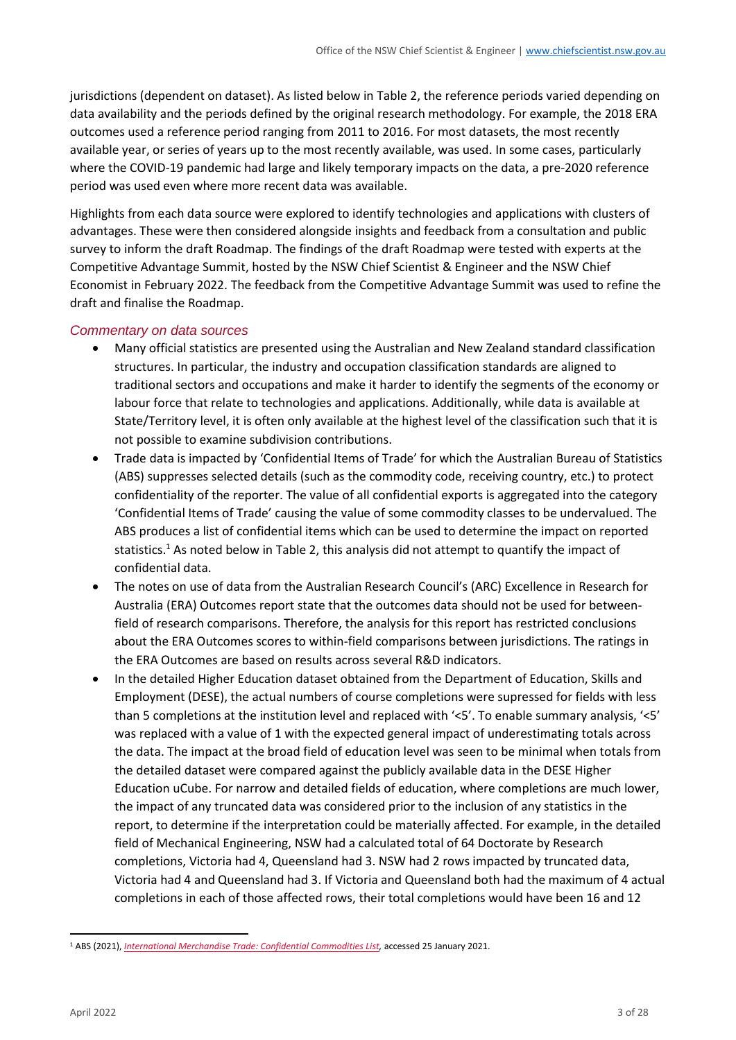jurisdictions (dependent on dataset). As listed below in Table 2, the reference periods varied depending on data availability and the periods defined by the original research methodology. For example, the 2018 ERA outcomes used a reference period ranging from 2011 to 2016. For most datasets, the most recently available year, or series of years up to the most recently available, was used. In some cases, particularly where the COVID-19 pandemic had large and likely temporary impacts on the data, a pre-2020 reference period was used even where more recent data was available.

Highlights from each data source were explored to identify technologies and applications with clusters of advantages. These were then considered alongside insights and feedback from a consultation and public survey to inform the draft Roadmap. The findings of the draft Roadmap were tested with experts at the Competitive Advantage Summit, hosted by the NSW Chief Scientist & Engineer and the NSW Chief Economist in February 2022. The feedback from the Competitive Advantage Summit was used to refine the draft and finalise the Roadmap.

### *Commentary on data sources*

- Many official statistics are presented using the Australian and New Zealand standard classification structures. In particular, the industry and occupation classification standards are aligned to traditional sectors and occupations and make it harder to identify the segments of the economy or labour force that relate to technologies and applications. Additionally, while data is available at State/Territory level, it is often only available at the highest level of the classification such that it is not possible to examine subdivision contributions.
- Trade data is impacted by 'Confidential Items of Trade' for which the Australian Bureau of Statistics (ABS) suppresses selected details (such as the commodity code, receiving country, etc.) to protect confidentiality of the reporter. The value of all confidential exports is aggregated into the category 'Confidential Items of Trade' causing the value of some commodity classes to be undervalued. The ABS produces a list of confidential items which can be used to determine the impact on reported statistics.[1] As noted below in Table 2, this analysis did not attempt to quantify the impact of confidential data.
- The notes on use of data from the Australian Research Council's (ARC) Excellence in Research for Australia (ERA) Outcomes report state that the outcomes data should not be used for between-field of research comparisons. Therefore, the analysis for this report has restricted conclusions about the ERA Outcomes scores to within-field comparisons between jurisdictions. The ratings in the ERA Outcomes are based on results across several R&D indicators.
- In the detailed Higher Education dataset obtained from the Department of Education, Skills and Employment (DESE), the actual numbers of course completions were supressed for fields with less than 5 completions at the institution level and replaced with '<5'. To enable summary analysis, '<5' was replaced with a value of 1 with the expected general impact of underestimating totals across the data. The impact at the broad field of education level was seen to be minimal when totals from the detailed dataset were compared against the publicly available data in the DESE Higher Education uCube. For narrow and detailed fields of education, where completions are much lower, the impact of any truncated data was considered prior to the inclusion of any statistics in the report, to determine if the interpretation could be materially affected. For example, in the detailed field of Mechanical Engineering, NSW had a calculated total of 64 Doctorate by Research completions, Victoria had 4, Queensland had 3. NSW had 2 rows impacted by truncated data, Victoria had 4 and Queensland had 3. If Victoria and Queensland both had the maximum of 4 actual completions in each of those affected rows, their total completions would have been 16 and 12

[1] ABS (2021), *International Merchandise Trade: Confidential Commodities List,* accessed 25 January 2021.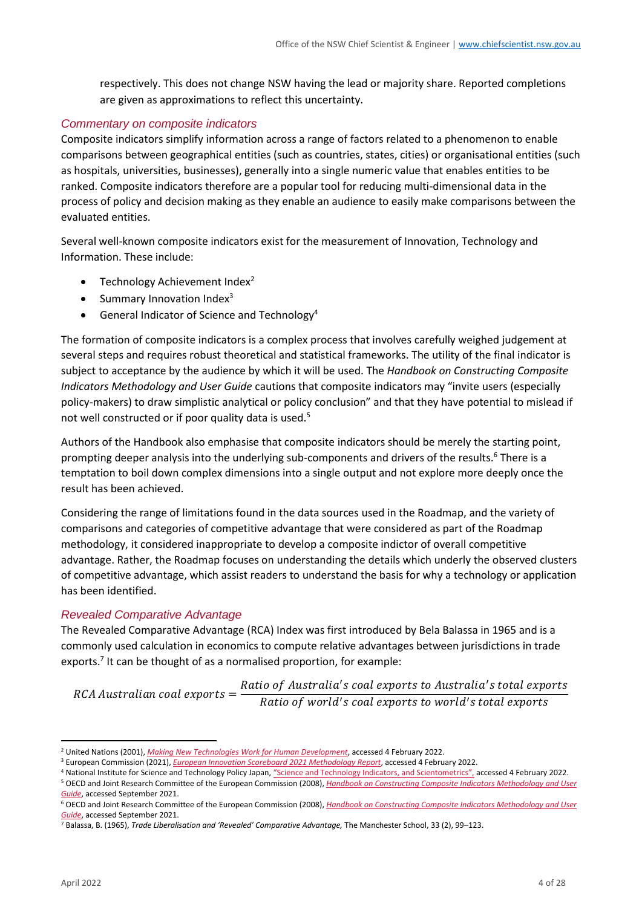respectively. This does not change NSW having the lead or majority share. Reported completions are given as approximations to reflect this uncertainty.

### *Commentary on composite indicators*

Composite indicators simplify information across a range of factors related to a phenomenon to enable comparisons between geographical entities (such as countries, states, cities) or organisational entities (such as hospitals, universities, businesses), generally into a single numeric value that enables entities to be ranked. Composite indicators therefore are a popular tool for reducing multi-dimensional data in the process of policy and decision making as they enable an audience to easily make comparisons between the evaluated entities.

Several well-known composite indicators exist for the measurement of Innovation, Technology and Information. These include:

- Technology Achievement Index[2]
- Summary Innovation Index[3]
- General Indicator of Science and Technology[4]

The formation of composite indicators is a complex process that involves carefully weighed judgement at several steps and requires robust theoretical and statistical frameworks. The utility of the final indicator is subject to acceptance by the audience by which it will be used. The *Handbook on Constructing Composite Indicators Methodology and User Guide* cautions that composite indicators may "invite users (especially policy-makers) to draw simplistic analytical or policy conclusion" and that they have potential to mislead if not well constructed or if poor quality data is used.[5]

Authors of the Handbook also emphasise that composite indicators should be merely the starting point, prompting deeper analysis into the underlying sub-components and drivers of the results.[6] There is a temptation to boil down complex dimensions into a single output and not explore more deeply once the result has been achieved.

Considering the range of limitations found in the data sources used in the Roadmap, and the variety of comparisons and categories of competitive advantage that were considered as part of the Roadmap methodology, it considered inappropriate to develop a composite indictor of overall competitive advantage. Rather, the Roadmap focuses on understanding the details which underly the observed clusters of competitive advantage, which assist readers to understand the basis for why a technology or application has been identified.

### *Revealed Comparative Advantage*

The Revealed Comparative Advantage (RCA) Index was first introduced by Bela Balassa in 1965 and is a commonly used calculation in economics to compute relative advantages between jurisdictions in trade exports.[7] It can be thought of as a normalised proportion, for example:

$$RCA\ Australian\ coal\ exports = \frac{Ratio\ of\ Australia's\ coal\ exports\ to\ Australia's\ total\ exports}{Ratio\ of\ world's\ coal\ exports\ to\ world's\ total\ exports}$$

---

[2] United Nations (2001), *Making New Technologies Work for Human Development*, accessed 4 February 2022.

[3] European Commission (2021), *European Innovation Scoreboard 2021 Methodology Report*, accessed 4 February 2022.

[4] National Institute for Science and Technology Policy Japan, "Science and Technology Indicators, and Scientometrics", accessed 4 February 2022.

[5] OECD and Joint Research Committee of the European Commission (2008), *Handbook on Constructing Composite Indicators Methodology and User Guide*, accessed September 2021.

[6] OECD and Joint Research Committee of the European Commission (2008), *Handbook on Constructing Composite Indicators Methodology and User Guide*, accessed September 2021.

[7] Balassa, B. (1965), *Trade Liberalisation and 'Revealed' Comparative Advantage,* The Manchester School, 33 (2), 99–123.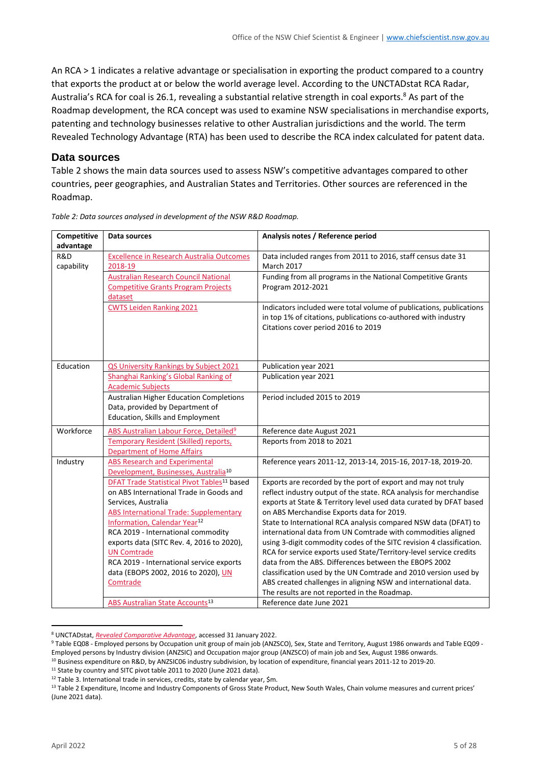An RCA > 1 indicates a relative advantage or specialisation in exporting the product compared to a country that exports the product at or below the world average level. According to the UNCTADstat RCA Radar, Australia's RCA for coal is 26.1, revealing a substantial relative strength in coal exports.[8] As part of the Roadmap development, the RCA concept was used to examine NSW specialisations in merchandise exports, patenting and technology businesses relative to other Australian jurisdictions and the world. The term Revealed Technology Advantage (RTA) has been used to describe the RCA index calculated for patent data.

## Data sources

Table 2 shows the main data sources used to assess NSW's competitive advantages compared to other countries, peer geographies, and Australian States and Territories. Other sources are referenced in the Roadmap.

*Table 2: Data sources analysed in development of the NSW R&D Roadmap.*

| Competitive advantage | Data sources | Analysis notes / Reference period |
|---|---|---|
| R&D capability | Excellence in Research Australia Outcomes 2018-19 | Data included ranges from 2011 to 2016, staff census date 31 March 2017 |
| | Australian Research Council National Competitive Grants Program Projects dataset | Funding from all programs in the National Competitive Grants Program 2012-2021 |
| | CWTS Leiden Ranking 2021 | Indicators included were total volume of publications, publications in top 1% of citations, publications co-authored with industry Citations cover period 2016 to 2019 |
| Education | QS University Rankings by Subject 2021 | Publication year 2021 |
| | Shanghai Ranking's Global Ranking of Academic Subjects | Publication year 2021 |
| | Australian Higher Education Completions Data, provided by Department of Education, Skills and Employment | Period included 2015 to 2019 |
| Workforce | ABS Australian Labour Force, Detailed[9] | Reference date August 2021 |
| | Temporary Resident (Skilled) reports, Department of Home Affairs | Reports from 2018 to 2021 |
| Industry | ABS Research and Experimental Development, Businesses, Australia[10] | Reference years 2011-12, 2013-14, 2015-16, 2017-18, 2019-20. |
| | DFAT Trade Statistical Pivot Tables[11] based on ABS International Trade in Goods and Services, Australia<br>ABS International Trade: Supplementary Information, Calendar Year[12]<br>RCA 2019 - International commodity exports data (SITC Rev. 4, 2016 to 2020), UN Comtrade<br>RCA 2019 - International service exports data (EBOPS 2002, 2016 to 2020), UN Comtrade | Exports are recorded by the port of export and may not truly reflect industry output of the state. RCA analysis for merchandise exports at State & Territory level used data curated by DFAT based on ABS Merchandise Exports data for 2019.<br>State to International RCA analysis compared NSW data (DFAT) to international data from UN Comtrade with commodities aligned using 3-digit commodity codes of the SITC revision 4 classification. RCA for service exports used State/Territory-level service credits data from the ABS. Differences between the EBOPS 2002 classification used by the UN Comtrade and 2010 version used by ABS created challenges in aligning NSW and international data. The results are not reported in the Roadmap. |
| | ABS Australian State Accounts[13] | Reference date June 2021 |

[8] UNCTADstat, *Revealed Comparative Advantage*, accessed 31 January 2022.

[9] Table EQ08 - Employed persons by Occupation unit group of main job (ANZSCO), Sex, State and Territory, August 1986 onwards and Table EQ09 - Employed persons by Industry division (ANZSIC) and Occupation major group (ANZSCO) of main job and Sex, August 1986 onwards.

[10] Business expenditure on R&D, by ANZSIC06 industry subdivision, by location of expenditure, financial years 2011-12 to 2019-20.

[11] State by country and SITC pivot table 2011 to 2020 (June 2021 data).

[12] Table 3. International trade in services, credits, state by calendar year, $m.

[13] Table 2 Expenditure, Income and Industry Components of Gross State Product, New South Wales, Chain volume measures and current prices' (June 2021 data).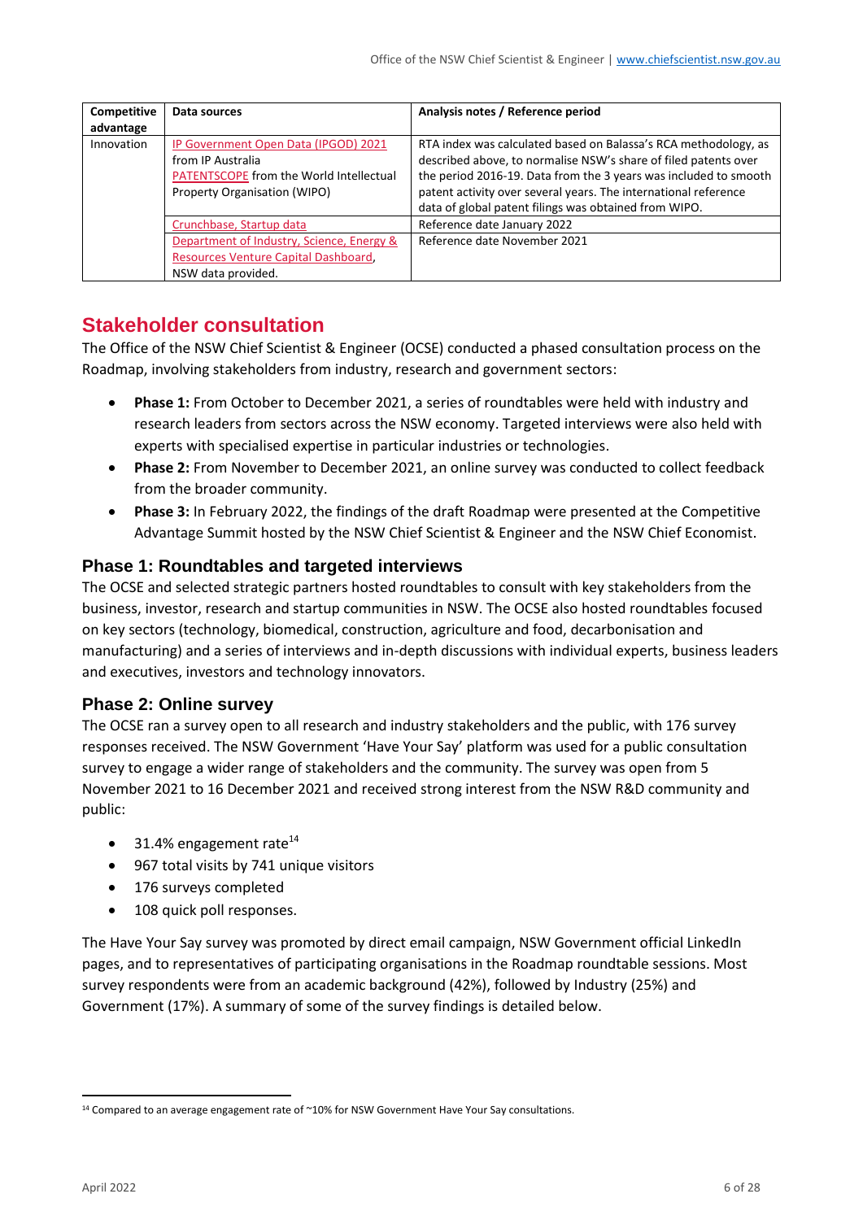| Competitive advantage | Data sources | Analysis notes / Reference period |
|---|---|---|
| Innovation | IP Government Open Data (IPGOD) 2021 from IP Australia<br>PATENTSCOPE from the World Intellectual Property Organisation (WIPO) | RTA index was calculated based on Balassa's RCA methodology, as described above, to normalise NSW's share of filed patents over the period 2016-19. Data from the 3 years was included to smooth patent activity over several years. The international reference data of global patent filings was obtained from WIPO. |
| | Crunchbase, Startup data | Reference date January 2022 |
| | Department of Industry, Science, Energy & Resources Venture Capital Dashboard, NSW data provided. | Reference date November 2021 |

## Stakeholder consultation

The Office of the NSW Chief Scientist & Engineer (OCSE) conducted a phased consultation process on the Roadmap, involving stakeholders from industry, research and government sectors:

- **Phase 1:** From October to December 2021, a series of roundtables were held with industry and research leaders from sectors across the NSW economy. Targeted interviews were also held with experts with specialised expertise in particular industries or technologies.
- **Phase 2:** From November to December 2021, an online survey was conducted to collect feedback from the broader community.
- **Phase 3:** In February 2022, the findings of the draft Roadmap were presented at the Competitive Advantage Summit hosted by the NSW Chief Scientist & Engineer and the NSW Chief Economist.

### Phase 1: Roundtables and targeted interviews

The OCSE and selected strategic partners hosted roundtables to consult with key stakeholders from the business, investor, research and startup communities in NSW. The OCSE also hosted roundtables focused on key sectors (technology, biomedical, construction, agriculture and food, decarbonisation and manufacturing) and a series of interviews and in-depth discussions with individual experts, business leaders and executives, investors and technology innovators.

### Phase 2: Online survey

The OCSE ran a survey open to all research and industry stakeholders and the public, with 176 survey responses received. The NSW Government 'Have Your Say' platform was used for a public consultation survey to engage a wider range of stakeholders and the community. The survey was open from 5 November 2021 to 16 December 2021 and received strong interest from the NSW R&D community and public:

- 31.4% engagement rate[14]
- 967 total visits by 741 unique visitors
- 176 surveys completed
- 108 quick poll responses.

The Have Your Say survey was promoted by direct email campaign, NSW Government official LinkedIn pages, and to representatives of participating organisations in the Roadmap roundtable sessions. Most survey respondents were from an academic background (42%), followed by Industry (25%) and Government (17%). A summary of some of the survey findings is detailed below.

[14] Compared to an average engagement rate of ~10% for NSW Government Have Your Say consultations.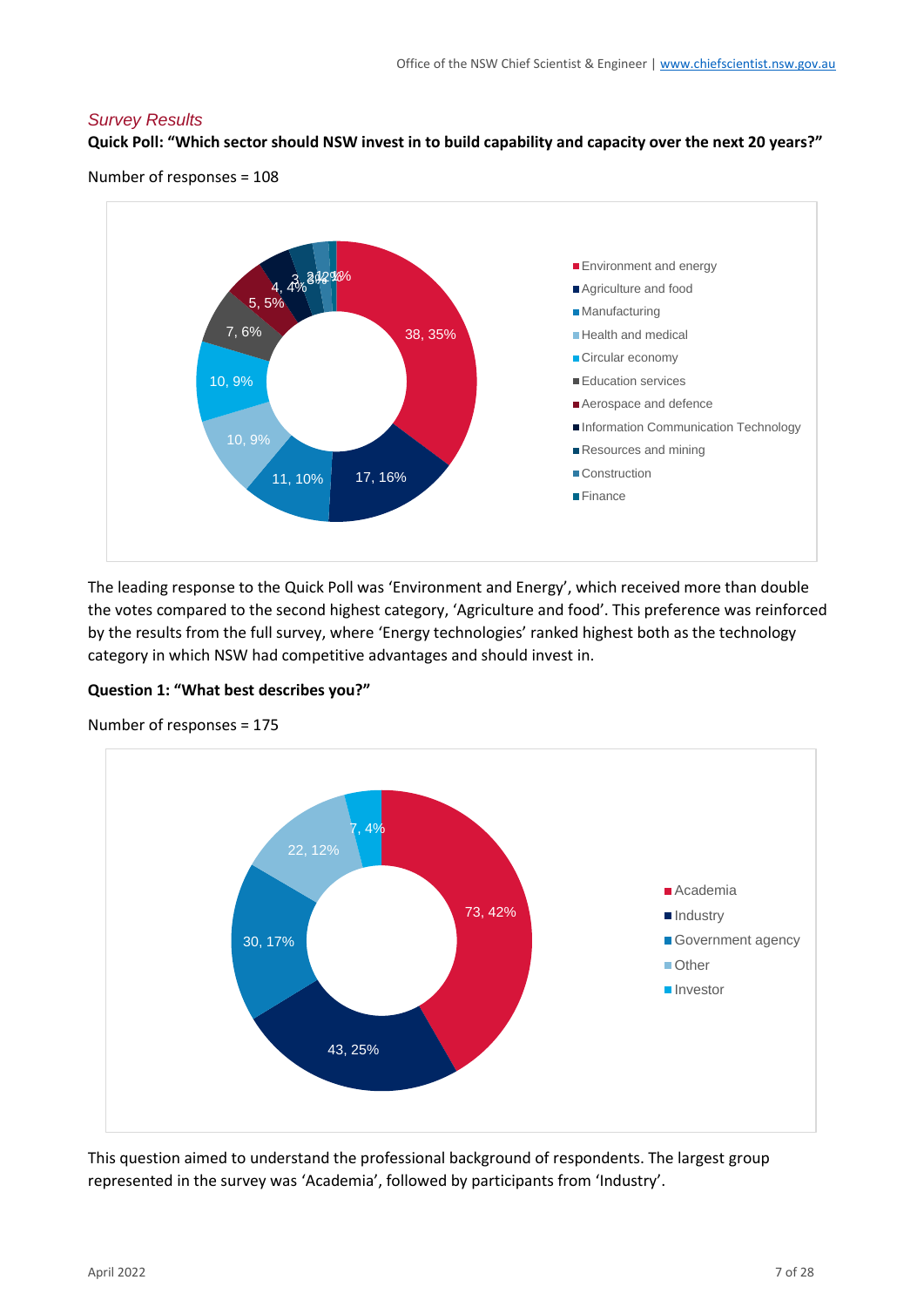*Survey Results*

**Quick Poll: "Which sector should NSW invest in to build capability and capacity over the next 20 years?"**

Number of responses = 108

| Sector | Responses | % |
|---|---|---|
| Environment and energy | 38 | 35% |
| Agriculture and food | 17 | 16% |
| Manufacturing | 11 | 10% |
| Health and medical | 10 | 9% |
| Circular economy | 10 | 9% |
| Education services | 7 | 6% |
| Aerospace and defence | 5 | 5% |
| Information Communication Technology | 4 | 4% |
| Resources and mining | 3 | 3% |
| Construction | 2 | 2% |
| Finance | 1 | 1% |

The leading response to the Quick Poll was 'Environment and Energy', which received more than double the votes compared to the second highest category, 'Agriculture and food'. This preference was reinforced by the results from the full survey, where 'Energy technologies' ranked highest both as the technology category in which NSW had competitive advantages and should invest in.

**Question 1: "What best describes you?"**

Number of responses = 175

| Category | Responses | % |
|---|---|---|
| Academia | 73 | 42% |
| Industry | 43 | 25% |
| Government agency | 30 | 17% |
| Other | 22 | 12% |
| Investor | 7 | 4% |

This question aimed to understand the professional background of respondents. The largest group represented in the survey was 'Academia', followed by participants from 'Industry'.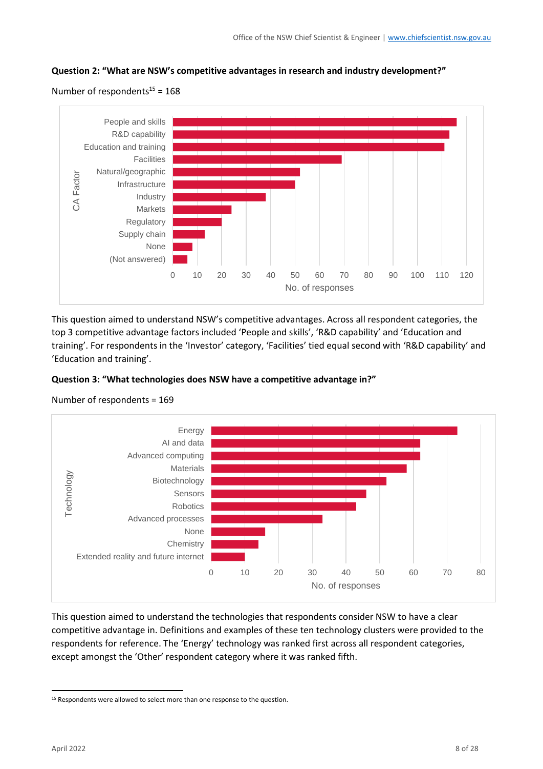**Question 2: "What are NSW's competitive advantages in research and industry development?"**

Number of respondents[15] = 168

This question aimed to understand NSW's competitive advantages. Across all respondent categories, the top 3 competitive advantage factors included 'People and skills', 'R&D capability' and 'Education and training'. For respondents in the 'Investor' category, 'Facilities' tied equal second with 'R&D capability' and 'Education and training'.

**Question 3: "What technologies does NSW have a competitive advantage in?"**

Number of respondents = 169

This question aimed to understand the technologies that respondents consider NSW to have a clear competitive advantage in. Definitions and examples of these ten technology clusters were provided to the respondents for reference. The 'Energy' technology was ranked first across all respondent categories, except amongst the 'Other' respondent category where it was ranked fifth.

---

[15] Respondents were allowed to select more than one response to the question.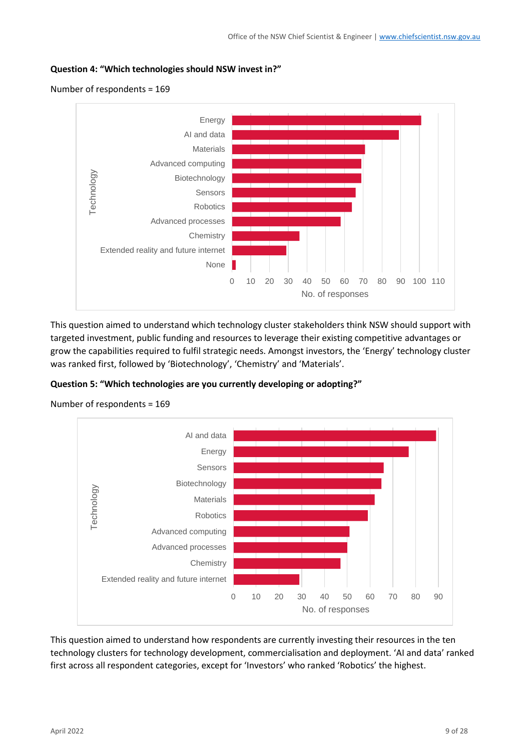**Question 4: "Which technologies should NSW invest in?"**

Number of respondents = 169

This question aimed to understand which technology cluster stakeholders think NSW should support with targeted investment, public funding and resources to leverage their existing competitive advantages or grow the capabilities required to fulfil strategic needs. Amongst investors, the 'Energy' technology cluster was ranked first, followed by 'Biotechnology', 'Chemistry' and 'Materials'.

**Question 5: "Which technologies are you currently developing or adopting?"**

Number of respondents = 169

This question aimed to understand how respondents are currently investing their resources in the ten technology clusters for technology development, commercialisation and deployment. 'AI and data' ranked first across all respondent categories, except for 'Investors' who ranked 'Robotics' the highest.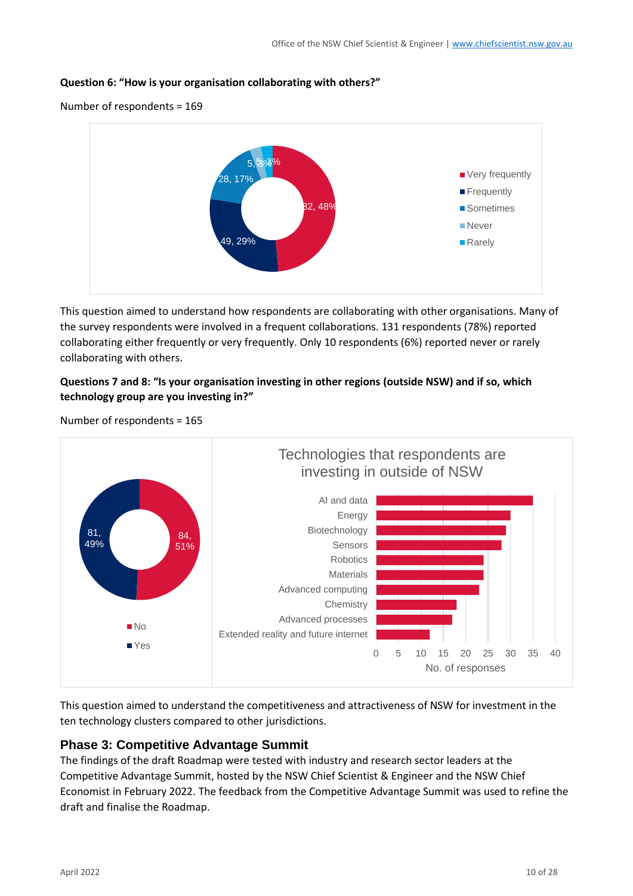**Question 6: "How is your organisation collaborating with others?"**

Number of respondents = 169

This question aimed to understand how respondents are collaborating with other organisations. Many of the survey respondents were involved in a frequent collaborations. 131 respondents (78%) reported collaborating either frequently or very frequently. Only 10 respondents (6%) reported never or rarely collaborating with others.

**Questions 7 and 8: "Is your organisation investing in other regions (outside NSW) and if so, which technology group are you investing in?"**

Number of respondents = 165

This question aimed to understand the competitiveness and attractiveness of NSW for investment in the ten technology clusters compared to other jurisdictions.

## Phase 3: Competitive Advantage Summit

The findings of the draft Roadmap were tested with industry and research sector leaders at the Competitive Advantage Summit, hosted by the NSW Chief Scientist & Engineer and the NSW Chief Economist in February 2022. The feedback from the Competitive Advantage Summit was used to refine the draft and finalise the Roadmap.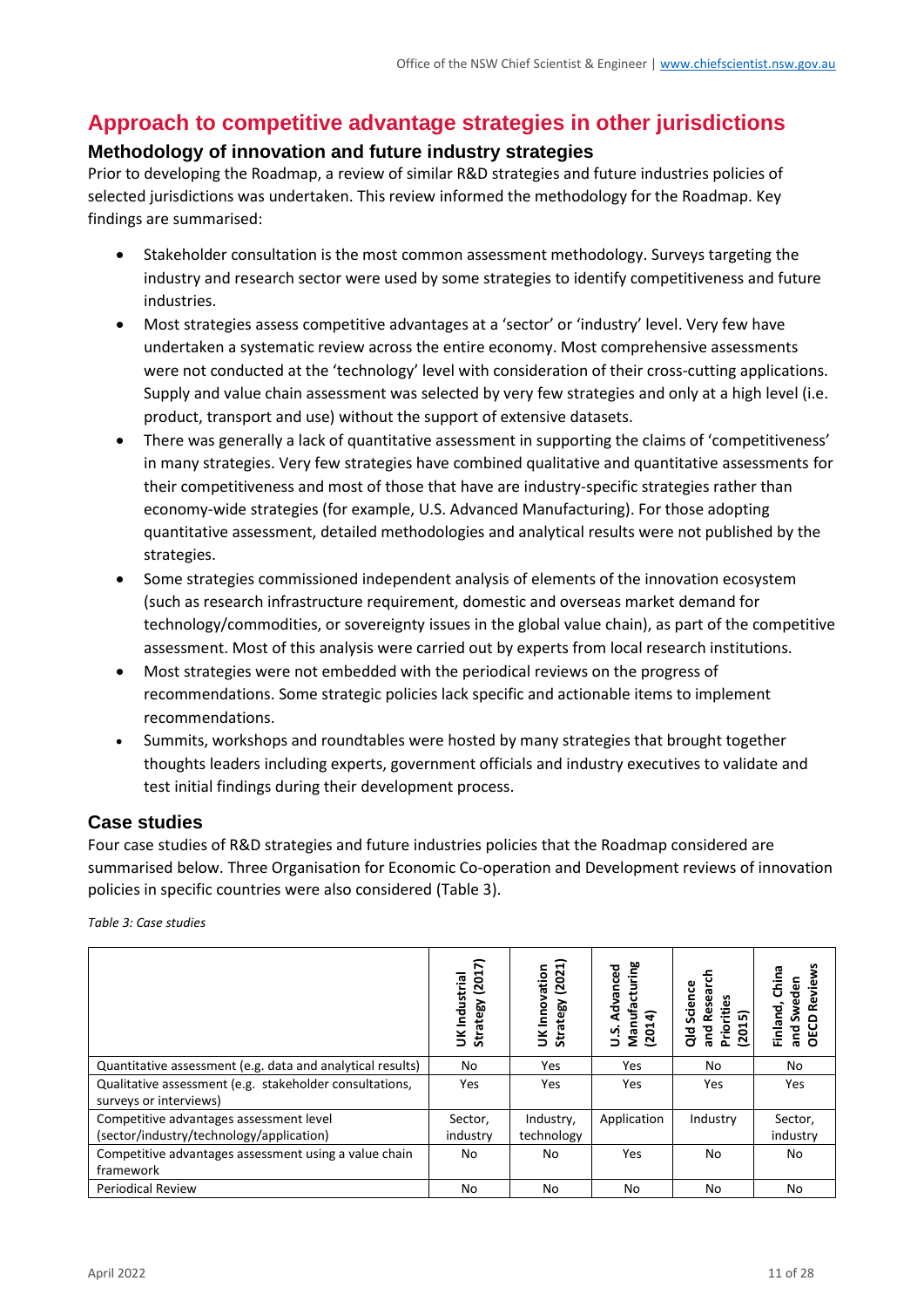# Approach to competitive advantage strategies in other jurisdictions

## Methodology of innovation and future industry strategies

Prior to developing the Roadmap, a review of similar R&D strategies and future industries policies of selected jurisdictions was undertaken. This review informed the methodology for the Roadmap. Key findings are summarised:

- Stakeholder consultation is the most common assessment methodology. Surveys targeting the industry and research sector were used by some strategies to identify competitiveness and future industries.
- Most strategies assess competitive advantages at a 'sector' or 'industry' level. Very few have undertaken a systematic review across the entire economy. Most comprehensive assessments were not conducted at the 'technology' level with consideration of their cross-cutting applications. Supply and value chain assessment was selected by very few strategies and only at a high level (i.e. product, transport and use) without the support of extensive datasets.
- There was generally a lack of quantitative assessment in supporting the claims of 'competitiveness' in many strategies. Very few strategies have combined qualitative and quantitative assessments for their competitiveness and most of those that have are industry-specific strategies rather than economy-wide strategies (for example, U.S. Advanced Manufacturing). For those adopting quantitative assessment, detailed methodologies and analytical results were not published by the strategies.
- Some strategies commissioned independent analysis of elements of the innovation ecosystem (such as research infrastructure requirement, domestic and overseas market demand for technology/commodities, or sovereignty issues in the global value chain), as part of the competitive assessment. Most of this analysis were carried out by experts from local research institutions.
- Most strategies were not embedded with the periodical reviews on the progress of recommendations. Some strategic policies lack specific and actionable items to implement recommendations.
- Summits, workshops and roundtables were hosted by many strategies that brought together thoughts leaders including experts, government officials and industry executives to validate and test initial findings during their development process.

## Case studies

Four case studies of R&D strategies and future industries policies that the Roadmap considered are summarised below. Three Organisation for Economic Co-operation and Development reviews of innovation policies in specific countries were also considered (Table 3).

*Table 3: Case studies*

| | UK Industrial Strategy (2017) | UK Innovation Strategy (2021) | U.S. Advanced Manufacturing (2014) | Qld Science and Research Priorities (2015) | Finland, China and Sweden OECD Reviews |
|---|---|---|---|---|---|
| Quantitative assessment (e.g. data and analytical results) | No | Yes | Yes | No | No |
| Qualitative assessment (e.g. stakeholder consultations, surveys or interviews) | Yes | Yes | Yes | Yes | Yes |
| Competitive advantages assessment level (sector/industry/technology/application) | Sector, industry | Industry, technology | Application | Industry | Sector, industry |
| Competitive advantages assessment using a value chain framework | No | No | Yes | No | No |
| Periodical Review | No | No | No | No | No |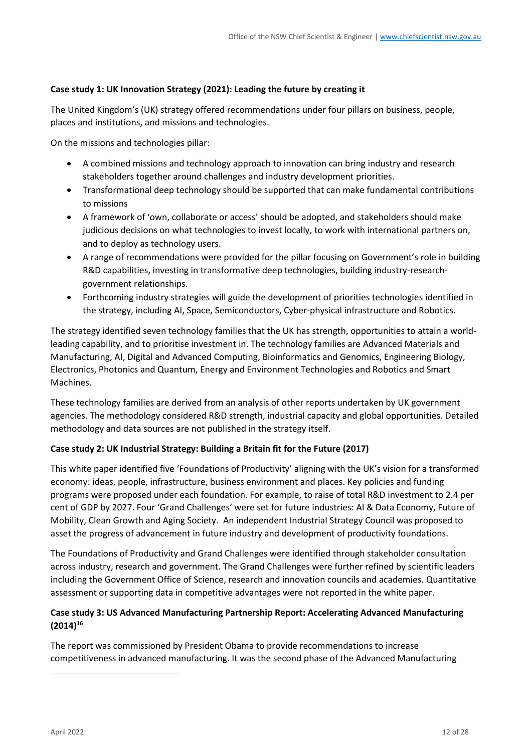**Case study 1: UK Innovation Strategy (2021): Leading the future by creating it**

The United Kingdom's (UK) strategy offered recommendations under four pillars on business, people, places and institutions, and missions and technologies.

On the missions and technologies pillar:

- A combined missions and technology approach to innovation can bring industry and research stakeholders together around challenges and industry development priorities.
- Transformational deep technology should be supported that can make fundamental contributions to missions
- A framework of 'own, collaborate or access' should be adopted, and stakeholders should make judicious decisions on what technologies to invest locally, to work with international partners on, and to deploy as technology users.
- A range of recommendations were provided for the pillar focusing on Government's role in building R&D capabilities, investing in transformative deep technologies, building industry-research-government relationships.
- Forthcoming industry strategies will guide the development of priorities technologies identified in the strategy, including AI, Space, Semiconductors, Cyber-physical infrastructure and Robotics.

The strategy identified seven technology families that the UK has strength, opportunities to attain a world-leading capability, and to prioritise investment in. The technology families are Advanced Materials and Manufacturing, AI, Digital and Advanced Computing, Bioinformatics and Genomics, Engineering Biology, Electronics, Photonics and Quantum, Energy and Environment Technologies and Robotics and Smart Machines.

These technology families are derived from an analysis of other reports undertaken by UK government agencies. The methodology considered R&D strength, industrial capacity and global opportunities. Detailed methodology and data sources are not published in the strategy itself.

**Case study 2: UK Industrial Strategy: Building a Britain fit for the Future (2017)**

This white paper identified five 'Foundations of Productivity' aligning with the UK's vision for a transformed economy: ideas, people, infrastructure, business environment and places. Key policies and funding programs were proposed under each foundation. For example, to raise of total R&D investment to 2.4 per cent of GDP by 2027. Four 'Grand Challenges' were set for future industries: AI & Data Economy, Future of Mobility, Clean Growth and Aging Society. An independent Industrial Strategy Council was proposed to asset the progress of advancement in future industry and development of productivity foundations.

The Foundations of Productivity and Grand Challenges were identified through stakeholder consultation across industry, research and government. The Grand Challenges were further refined by scientific leaders including the Government Office of Science, research and innovation councils and academies. Quantitative assessment or supporting data in competitive advantages were not reported in the white paper.

**Case study 3: US Advanced Manufacturing Partnership Report: Accelerating Advanced Manufacturing (2014)[16]**

The report was commissioned by President Obama to provide recommendations to increase competitiveness in advanced manufacturing. It was the second phase of the Advanced Manufacturing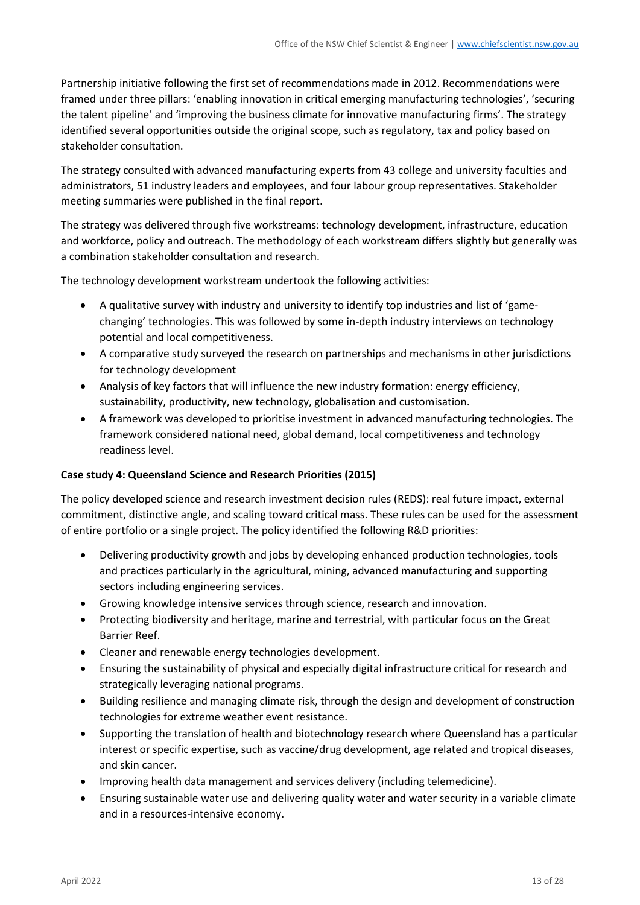Partnership initiative following the first set of recommendations made in 2012. Recommendations were framed under three pillars: 'enabling innovation in critical emerging manufacturing technologies', 'securing the talent pipeline' and 'improving the business climate for innovative manufacturing firms'. The strategy identified several opportunities outside the original scope, such as regulatory, tax and policy based on stakeholder consultation.

The strategy consulted with advanced manufacturing experts from 43 college and university faculties and administrators, 51 industry leaders and employees, and four labour group representatives. Stakeholder meeting summaries were published in the final report.

The strategy was delivered through five workstreams: technology development, infrastructure, education and workforce, policy and outreach. The methodology of each workstream differs slightly but generally was a combination stakeholder consultation and research.

The technology development workstream undertook the following activities:

- A qualitative survey with industry and university to identify top industries and list of 'game-changing' technologies. This was followed by some in-depth industry interviews on technology potential and local competitiveness.
- A comparative study surveyed the research on partnerships and mechanisms in other jurisdictions for technology development
- Analysis of key factors that will influence the new industry formation: energy efficiency, sustainability, productivity, new technology, globalisation and customisation.
- A framework was developed to prioritise investment in advanced manufacturing technologies. The framework considered national need, global demand, local competitiveness and technology readiness level.

**Case study 4: Queensland Science and Research Priorities (2015)**

The policy developed science and research investment decision rules (REDS): real future impact, external commitment, distinctive angle, and scaling toward critical mass. These rules can be used for the assessment of entire portfolio or a single project. The policy identified the following R&D priorities:

- Delivering productivity growth and jobs by developing enhanced production technologies, tools and practices particularly in the agricultural, mining, advanced manufacturing and supporting sectors including engineering services.
- Growing knowledge intensive services through science, research and innovation.
- Protecting biodiversity and heritage, marine and terrestrial, with particular focus on the Great Barrier Reef.
- Cleaner and renewable energy technologies development.
- Ensuring the sustainability of physical and especially digital infrastructure critical for research and strategically leveraging national programs.
- Building resilience and managing climate risk, through the design and development of construction technologies for extreme weather event resistance.
- Supporting the translation of health and biotechnology research where Queensland has a particular interest or specific expertise, such as vaccine/drug development, age related and tropical diseases, and skin cancer.
- Improving health data management and services delivery (including telemedicine).
- Ensuring sustainable water use and delivering quality water and water security in a variable climate and in a resources-intensive economy.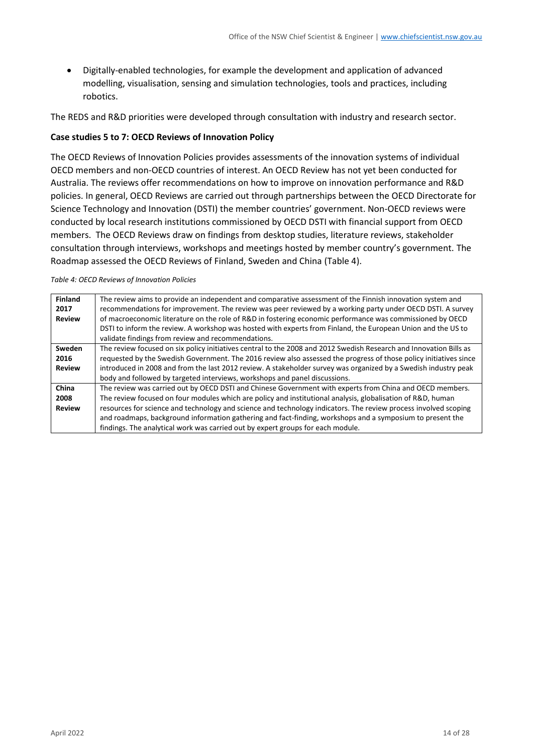- Digitally-enabled technologies, for example the development and application of advanced modelling, visualisation, sensing and simulation technologies, tools and practices, including robotics.

The REDS and R&D priorities were developed through consultation with industry and research sector.

**Case studies 5 to 7: OECD Reviews of Innovation Policy**

The OECD Reviews of Innovation Policies provides assessments of the innovation systems of individual OECD members and non-OECD countries of interest. An OECD Review has not yet been conducted for Australia. The reviews offer recommendations on how to improve on innovation performance and R&D policies. In general, OECD Reviews are carried out through partnerships between the OECD Directorate for Science Technology and Innovation (DSTI) the member countries' government. Non-OECD reviews were conducted by local research institutions commissioned by OECD DSTI with financial support from OECD members. The OECD Reviews draw on findings from desktop studies, literature reviews, stakeholder consultation through interviews, workshops and meetings hosted by member country's government. The Roadmap assessed the OECD Reviews of Finland, Sweden and China (Table 4).

*Table 4: OECD Reviews of Innovation Policies*

| | |
|---|---|
| **Finland 2017 Review** | The review aims to provide an independent and comparative assessment of the Finnish innovation system and recommendations for improvement. The review was peer reviewed by a working party under OECD DSTI. A survey of macroeconomic literature on the role of R&D in fostering economic performance was commissioned by OECD DSTI to inform the review. A workshop was hosted with experts from Finland, the European Union and the US to validate findings from review and recommendations. |
| **Sweden 2016 Review** | The review focused on six policy initiatives central to the 2008 and 2012 Swedish Research and Innovation Bills as requested by the Swedish Government. The 2016 review also assessed the progress of those policy initiatives since introduced in 2008 and from the last 2012 review. A stakeholder survey was organized by a Swedish industry peak body and followed by targeted interviews, workshops and panel discussions. |
| **China 2008 Review** | The review was carried out by OECD DSTI and Chinese Government with experts from China and OECD members. The review focused on four modules which are policy and institutional analysis, globalisation of R&D, human resources for science and technology and science and technology indicators. The review process involved scoping and roadmaps, background information gathering and fact-finding, workshops and a symposium to present the findings. The analytical work was carried out by expert groups for each module. |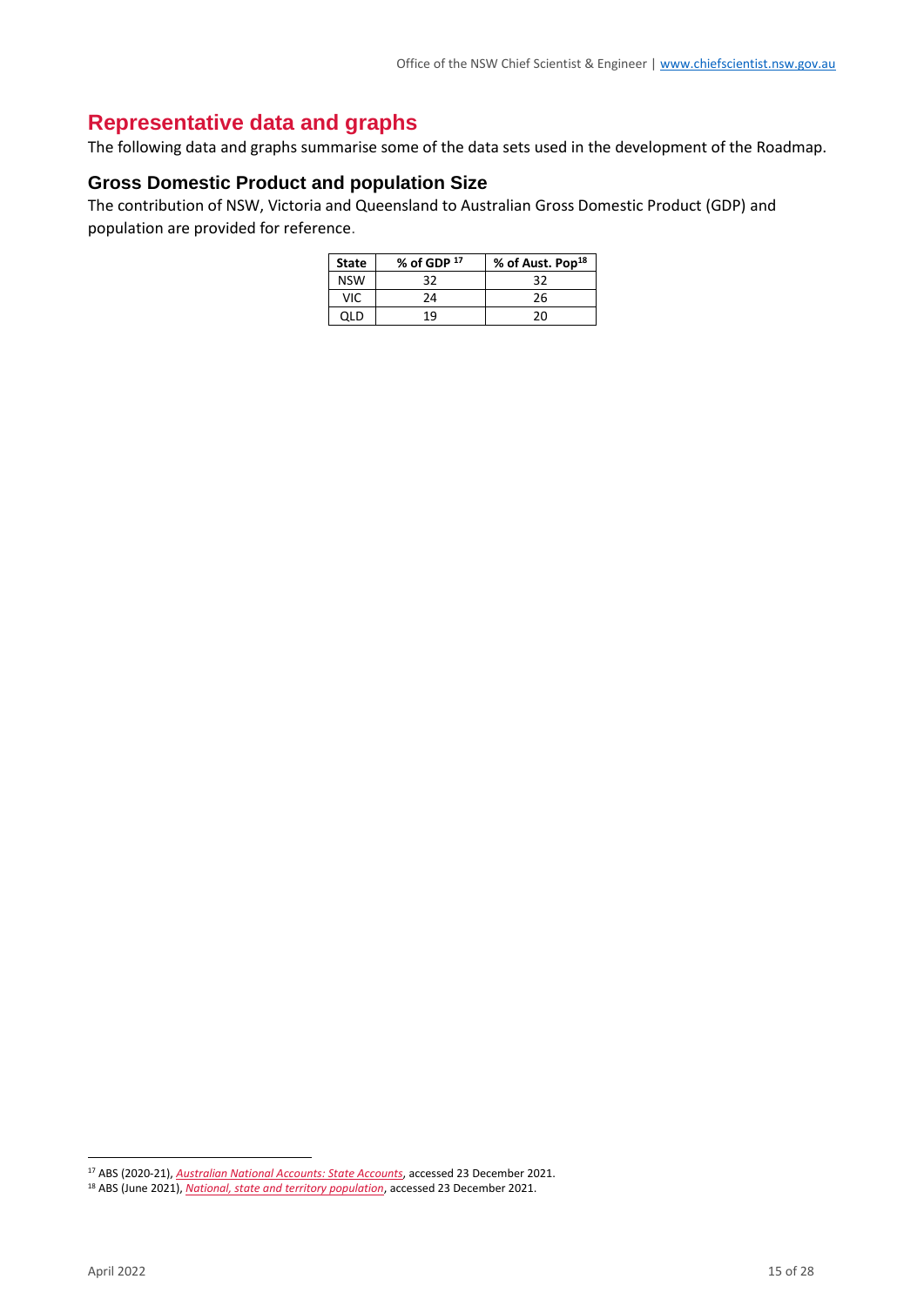# Representative data and graphs

The following data and graphs summarise some of the data sets used in the development of the Roadmap.

## Gross Domestic Product and population Size

The contribution of NSW, Victoria and Queensland to Australian Gross Domestic Product (GDP) and population are provided for reference.

| State | % of GDP [17] | % of Aust. Pop[18] |
|---|---|---|
| NSW | 32 | 32 |
| VIC | 24 | 26 |
| QLD | 19 | 20 |

[17] ABS (2020-21), *Australian National Accounts: State Accounts*, accessed 23 December 2021.

[18] ABS (June 2021), *National, state and territory population*, accessed 23 December 2021.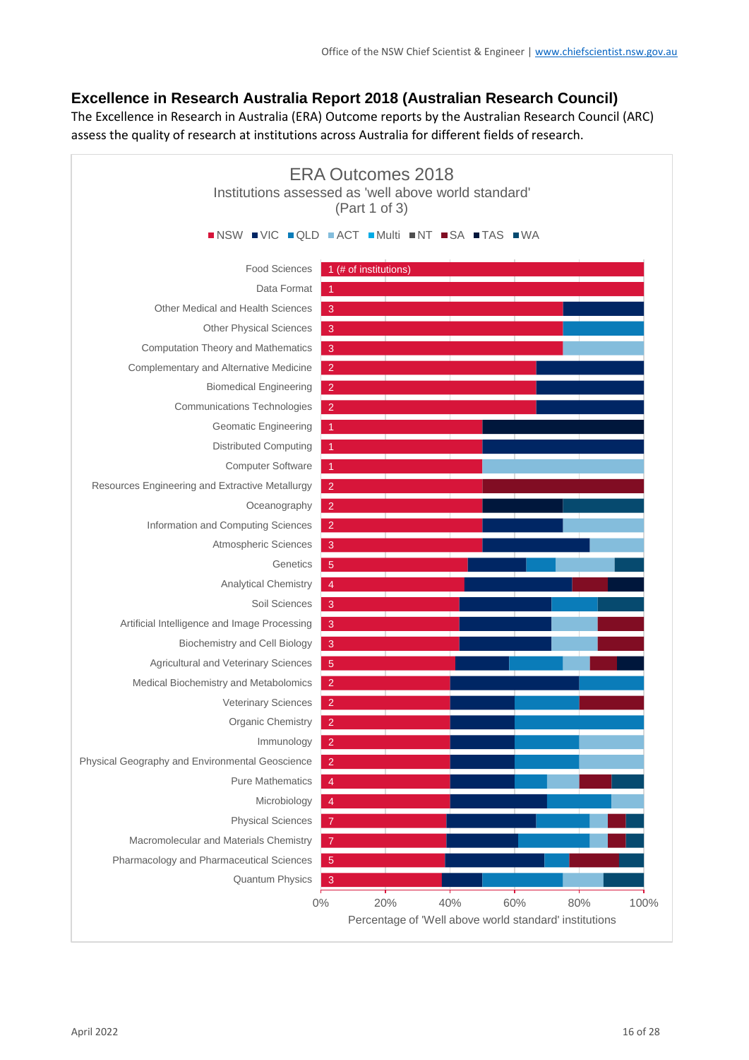## Excellence in Research Australia Report 2018 (Australian Research Council)

The Excellence in Research in Australia (ERA) Outcome reports by the Australian Research Council (ARC) assess the quality of research at institutions across Australia for different fields of research.

ERA Outcomes 2018
Institutions assessed as 'well above world standard'
(Part 1 of 3)

NSW VIC QLD ACT Multi NT SA TAS WA

| Field of research | NSW (# of institutions) |
|---|---|
| Food Sciences | 1 |
| Data Format | 1 |
| Other Medical and Health Sciences | 3 |
| Other Physical Sciences | 3 |
| Computation Theory and Mathematics | 3 |
| Complementary and Alternative Medicine | 2 |
| Biomedical Engineering | 2 |
| Communications Technologies | 2 |
| Geomatic Engineering | 1 |
| Distributed Computing | 1 |
| Computer Software | 1 |
| Resources Engineering and Extractive Metallurgy | 2 |
| Oceanography | 2 |
| Information and Computing Sciences | 2 |
| Atmospheric Sciences | 3 |
| Genetics | 5 |
| Analytical Chemistry | 4 |
| Soil Sciences | 3 |
| Artificial Intelligence and Image Processing | 3 |
| Biochemistry and Cell Biology | 3 |
| Agricultural and Veterinary Sciences | 5 |
| Medical Biochemistry and Metabolomics | 2 |
| Veterinary Sciences | 2 |
| Organic Chemistry | 2 |
| Immunology | 2 |
| Physical Geography and Environmental Geoscience | 2 |
| Pure Mathematics | 4 |
| Microbiology | 4 |
| Physical Sciences | 7 |
| Macromolecular and Materials Chemistry | 7 |
| Pharmacology and Pharmaceutical Sciences | 5 |
| Quantum Physics | 3 |

Percentage of 'Well above world standard' institutions (0%–100%)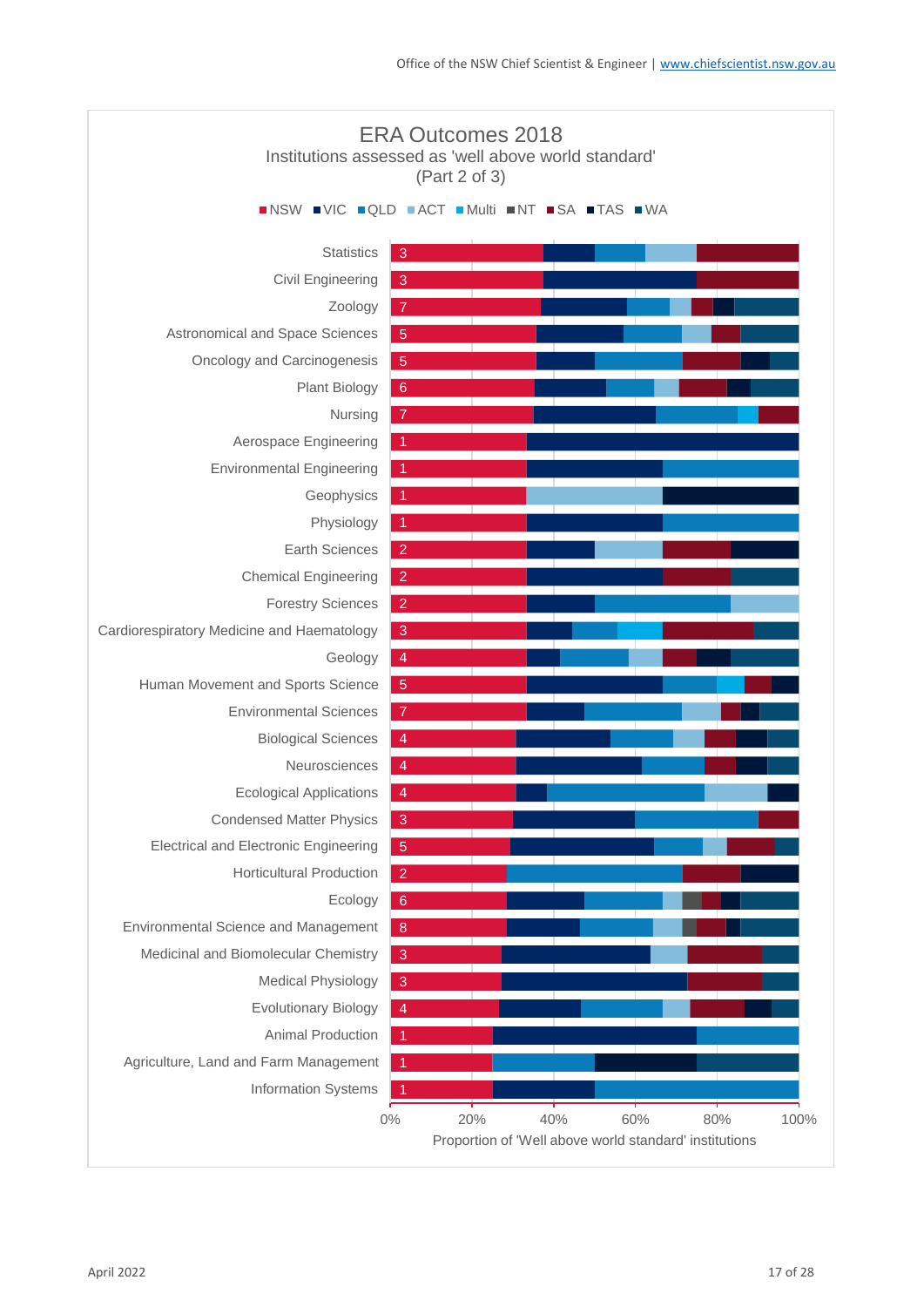## ERA Outcomes 2018

Institutions assessed as 'well above world standard'
(Part 2 of 3)

NSW, VIC, QLD, ACT, Multi, NT, SA, TAS, WA

| Field | NSW |
|---|---|
| Statistics | 3 |
| Civil Engineering | 3 |
| Zoology | 7 |
| Astronomical and Space Sciences | 5 |
| Oncology and Carcinogenesis | 5 |
| Plant Biology | 6 |
| Nursing | 7 |
| Aerospace Engineering | 1 |
| Environmental Engineering | 1 |
| Geophysics | 1 |
| Physiology | 1 |
| Earth Sciences | 2 |
| Chemical Engineering | 2 |
| Forestry Sciences | 2 |
| Cardiorespiratory Medicine and Haematology | 3 |
| Geology | 4 |
| Human Movement and Sports Science | 5 |
| Environmental Sciences | 7 |
| Biological Sciences | 4 |
| Neurosciences | 4 |
| Ecological Applications | 4 |
| Condensed Matter Physics | 3 |
| Electrical and Electronic Engineering | 5 |
| Horticultural Production | 2 |
| Ecology | 6 |
| Environmental Science and Management | 8 |
| Medicinal and Biomolecular Chemistry | 3 |
| Medical Physiology | 3 |
| Evolutionary Biology | 4 |
| Animal Production | 1 |
| Agriculture, Land and Farm Management | 1 |
| Information Systems | 1 |

0% 20% 40% 60% 80% 100%

Proportion of 'Well above world standard' institutions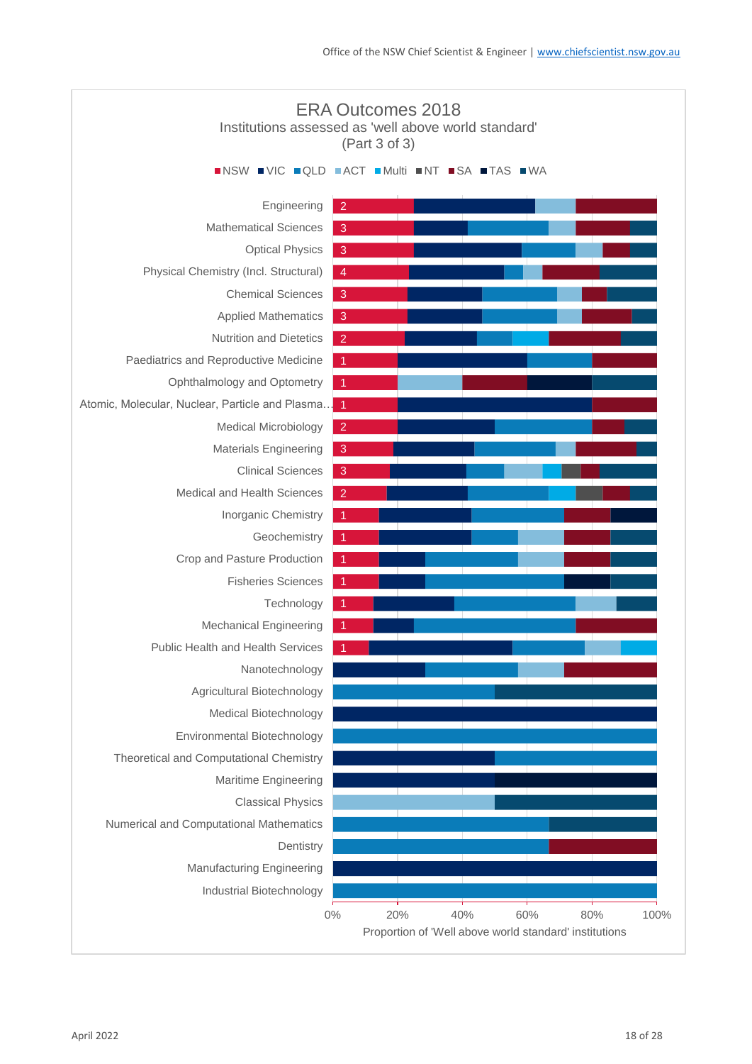## ERA Outcomes 2018

Institutions assessed as 'well above world standard'
(Part 3 of 3)

NSW | VIC | QLD | ACT | Multi | NT | SA | TAS | WA

| Field | NSW |
|---|---|
| Engineering | 2 |
| Mathematical Sciences | 3 |
| Optical Physics | 3 |
| Physical Chemistry (Incl. Structural) | 4 |
| Chemical Sciences | 3 |
| Applied Mathematics | 3 |
| Nutrition and Dietetics | 2 |
| Paediatrics and Reproductive Medicine | 1 |
| Ophthalmology and Optometry | 1 |
| Atomic, Molecular, Nuclear, Particle and Plasma… | 1 |
| Medical Microbiology | 2 |
| Materials Engineering | 3 |
| Clinical Sciences | 3 |
| Medical and Health Sciences | 2 |
| Inorganic Chemistry | 1 |
| Geochemistry | 1 |
| Crop and Pasture Production | 1 |
| Fisheries Sciences | 1 |
| Technology | 1 |
| Mechanical Engineering | 1 |
| Public Health and Health Services | 1 |
| Nanotechnology | |
| Agricultural Biotechnology | |
| Medical Biotechnology | |
| Environmental Biotechnology | |
| Theoretical and Computational Chemistry | |
| Maritime Engineering | |
| Classical Physics | |
| Numerical and Computational Mathematics | |
| Dentistry | |
| Manufacturing Engineering | |
| Industrial Biotechnology | |

0% 20% 40% 60% 80% 100%

Proportion of 'Well above world standard' institutions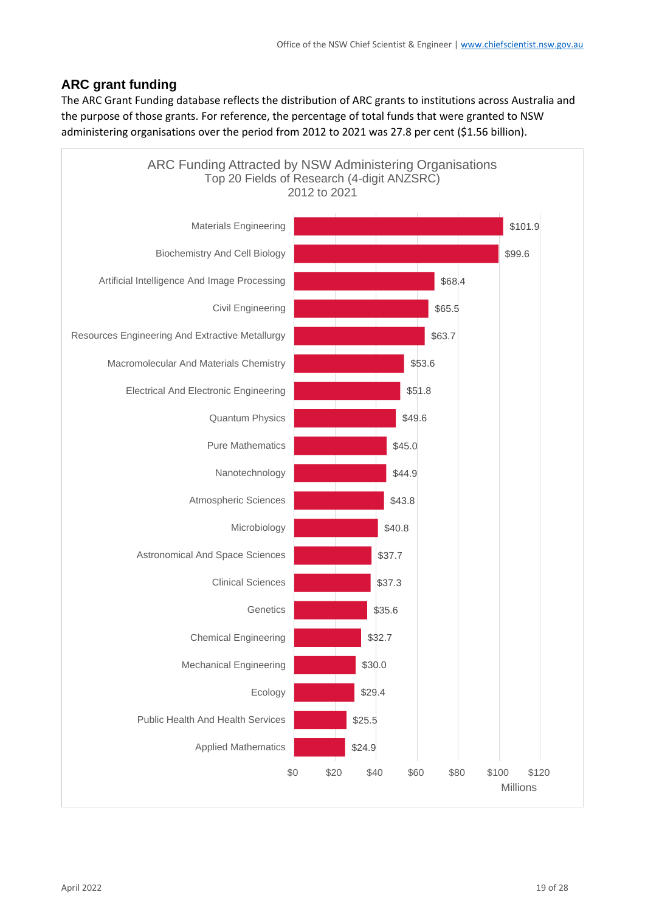## ARC grant funding

The ARC Grant Funding database reflects the distribution of ARC grants to institutions across Australia and the purpose of those grants. For reference, the percentage of total funds that were granted to NSW administering organisations over the period from 2012 to 2021 was 27.8 per cent ($1.56 billion).

**ARC Funding Attracted by NSW Administering Organisations**
**Top 20 Fields of Research (4-digit ANZSRC)**
**2012 to 2021**

| Field of Research | Funding (Millions) |
|---|---|
| Materials Engineering | $101.9 |
| Biochemistry And Cell Biology | $99.6 |
| Artificial Intelligence And Image Processing | $68.4 |
| Civil Engineering | $65.5 |
| Resources Engineering And Extractive Metallurgy | $63.7 |
| Macromolecular And Materials Chemistry | $53.6 |
| Electrical And Electronic Engineering | $51.8 |
| Quantum Physics | $49.6 |
| Pure Mathematics | $45.0 |
| Nanotechnology | $44.9 |
| Atmospheric Sciences | $43.8 |
| Microbiology | $40.8 |
| Astronomical And Space Sciences | $37.7 |
| Clinical Sciences | $37.3 |
| Genetics | $35.6 |
| Chemical Engineering | $32.7 |
| Mechanical Engineering | $30.0 |
| Ecology | $29.4 |
| Public Health And Health Services | $25.5 |
| Applied Mathematics | $24.9 |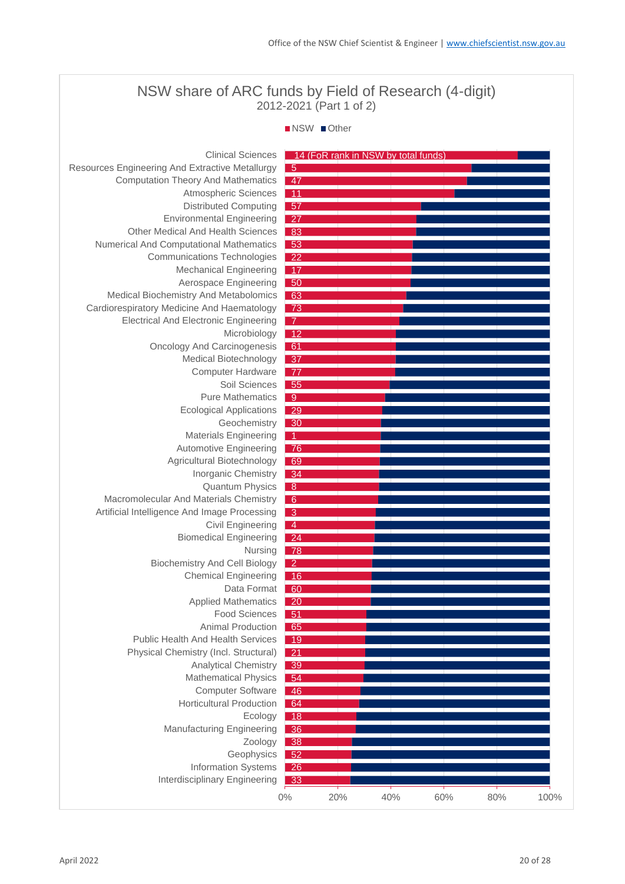## NSW share of ARC funds by Field of Research (4-digit)

2012-2021 (Part 1 of 2)

NSW | Other

| Field of Research | FoR rank in NSW by total funds |
|---|---|
| Clinical Sciences | 14 |
| Resources Engineering And Extractive Metallurgy | 5 |
| Computation Theory And Mathematics | 47 |
| Atmospheric Sciences | 11 |
| Distributed Computing | 57 |
| Environmental Engineering | 27 |
| Other Medical And Health Sciences | 83 |
| Numerical And Computational Mathematics | 53 |
| Communications Technologies | 22 |
| Mechanical Engineering | 17 |
| Aerospace Engineering | 50 |
| Medical Biochemistry And Metabolomics | 63 |
| Cardiorespiratory Medicine And Haematology | 73 |
| Electrical And Electronic Engineering | 7 |
| Microbiology | 12 |
| Oncology And Carcinogenesis | 61 |
| Medical Biotechnology | 37 |
| Computer Hardware | 77 |
| Soil Sciences | 55 |
| Pure Mathematics | 9 |
| Ecological Applications | 29 |
| Geochemistry | 30 |
| Materials Engineering | 1 |
| Automotive Engineering | 76 |
| Agricultural Biotechnology | 69 |
| Inorganic Chemistry | 34 |
| Quantum Physics | 8 |
| Macromolecular And Materials Chemistry | 6 |
| Artificial Intelligence And Image Processing | 3 |
| Civil Engineering | 4 |
| Biomedical Engineering | 24 |
| Nursing | 78 |
| Biochemistry And Cell Biology | 2 |
| Chemical Engineering | 16 |
| Data Format | 60 |
| Applied Mathematics | 20 |
| Food Sciences | 51 |
| Animal Production | 65 |
| Public Health And Health Services | 19 |
| Physical Chemistry (Incl. Structural) | 21 |
| Analytical Chemistry | 39 |
| Mathematical Physics | 54 |
| Computer Software | 46 |
| Horticultural Production | 64 |
| Ecology | 18 |
| Manufacturing Engineering | 36 |
| Zoology | 38 |
| Geophysics | 52 |
| Information Systems | 26 |
| Interdisciplinary Engineering | 33 |

0% 20% 40% 60% 80% 100%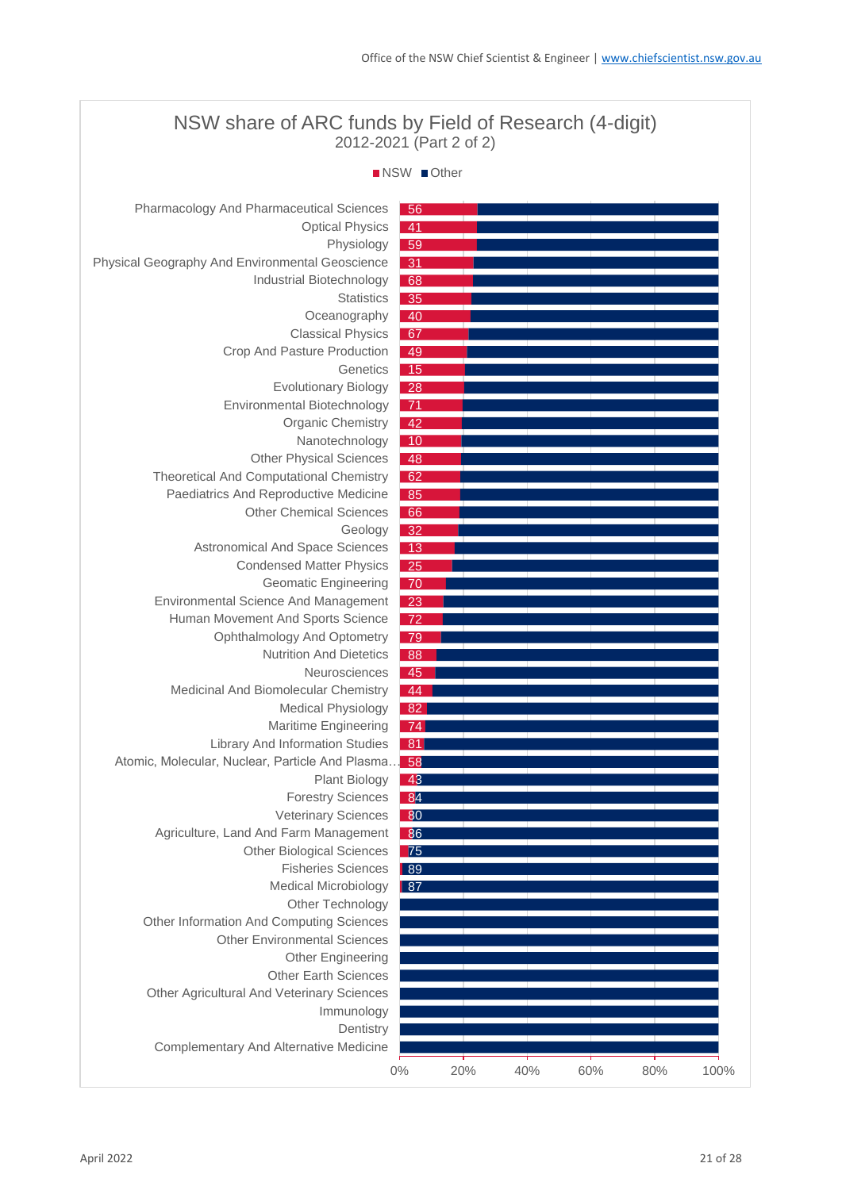## NSW share of ARC funds by Field of Research (4-digit)

2012-2021 (Part 2 of 2)

NSW ■ Other ■

| Field of Research | NSW rank |
|---|---|
| Pharmacology And Pharmaceutical Sciences | 56 |
| Optical Physics | 41 |
| Physiology | 59 |
| Physical Geography And Environmental Geoscience | 31 |
| Industrial Biotechnology | 68 |
| Statistics | 35 |
| Oceanography | 40 |
| Classical Physics | 67 |
| Crop And Pasture Production | 49 |
| Genetics | 15 |
| Evolutionary Biology | 28 |
| Environmental Biotechnology | 71 |
| Organic Chemistry | 42 |
| Nanotechnology | 10 |
| Other Physical Sciences | 48 |
| Theoretical And Computational Chemistry | 62 |
| Paediatrics And Reproductive Medicine | 85 |
| Other Chemical Sciences | 66 |
| Geology | 32 |
| Astronomical And Space Sciences | 13 |
| Condensed Matter Physics | 25 |
| Geomatic Engineering | 70 |
| Environmental Science And Management | 23 |
| Human Movement And Sports Science | 72 |
| Ophthalmology And Optometry | 79 |
| Nutrition And Dietetics | 88 |
| Neurosciences | 45 |
| Medicinal And Biomolecular Chemistry | 44 |
| Medical Physiology | 82 |
| Maritime Engineering | 74 |
| Library And Information Studies | 81 |
| Atomic, Molecular, Nuclear, Particle And Plasma… | 58 |
| Plant Biology | 43 |
| Forestry Sciences | 84 |
| Veterinary Sciences | 80 |
| Agriculture, Land And Farm Management | 86 |
| Other Biological Sciences | 75 |
| Fisheries Sciences | 89 |
| Medical Microbiology | 87 |
| Other Technology | |
| Other Information And Computing Sciences | |
| Other Environmental Sciences | |
| Other Engineering | |
| Other Earth Sciences | |
| Other Agricultural And Veterinary Sciences | |
| Immunology | |
| Dentistry | |
| Complementary And Alternative Medicine | |

0% 20% 40% 60% 80% 100%

April 2022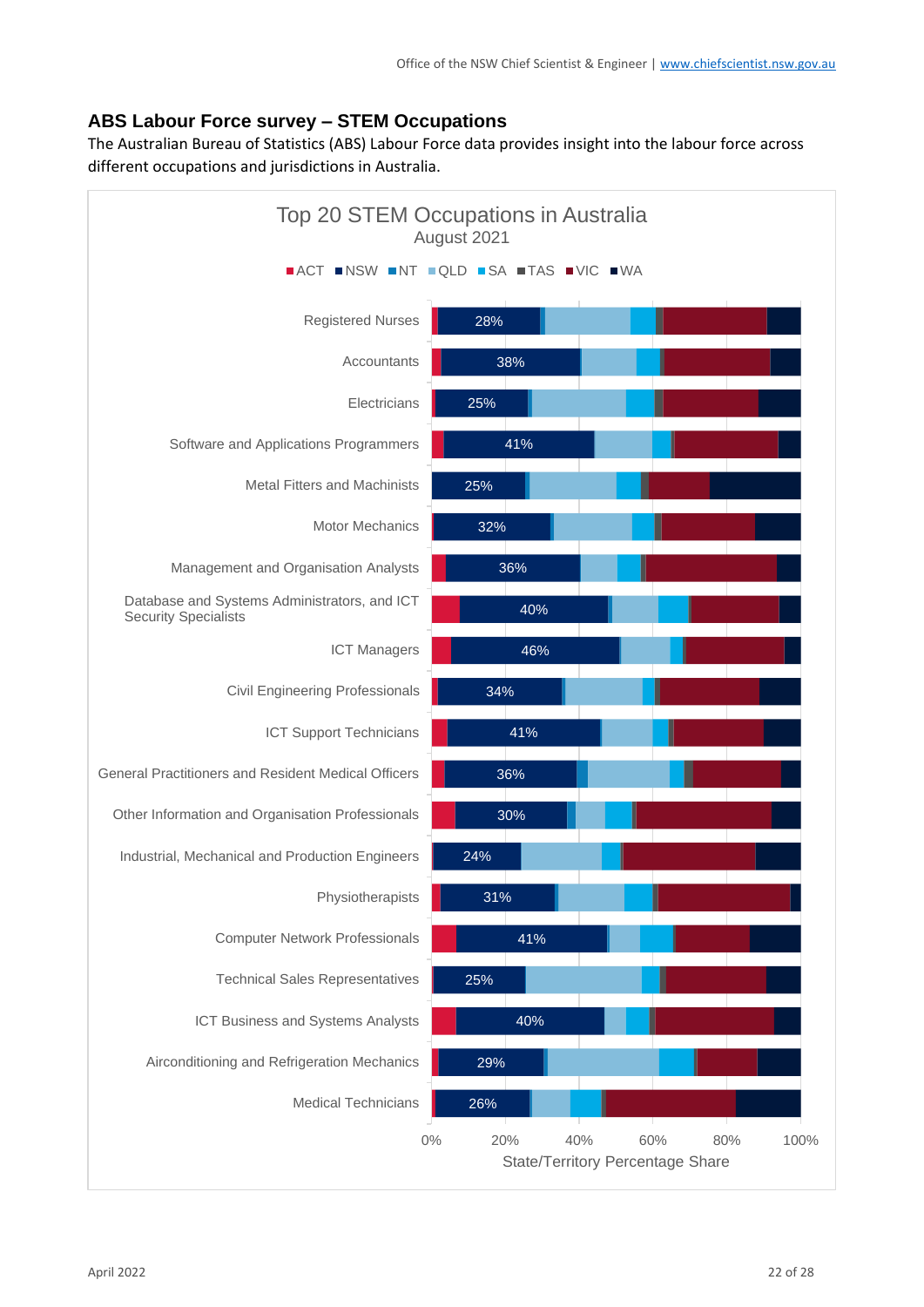## ABS Labour Force survey – STEM Occupations

The Australian Bureau of Statistics (ABS) Labour Force data provides insight into the labour force across different occupations and jurisdictions in Australia.

Top 20 STEM Occupations in Australia
August 2021

ACT NSW NT QLD SA TAS VIC WA

| Occupation | NSW share |
|---|---|
| Registered Nurses | 28% |
| Accountants | 38% |
| Electricians | 25% |
| Software and Applications Programmers | 41% |
| Metal Fitters and Machinists | 25% |
| Motor Mechanics | 32% |
| Management and Organisation Analysts | 36% |
| Database and Systems Administrators, and ICT Security Specialists | 40% |
| ICT Managers | 46% |
| Civil Engineering Professionals | 34% |
| ICT Support Technicians | 41% |
| General Practitioners and Resident Medical Officers | 36% |
| Other Information and Organisation Professionals | 30% |
| Industrial, Mechanical and Production Engineers | 24% |
| Physiotherapists | 31% |
| Computer Network Professionals | 41% |
| Technical Sales Representatives | 25% |
| ICT Business and Systems Analysts | 40% |
| Airconditioning and Refrigeration Mechanics | 29% |
| Medical Technicians | 26% |

0% 20% 40% 60% 80% 100%

State/Territory Percentage Share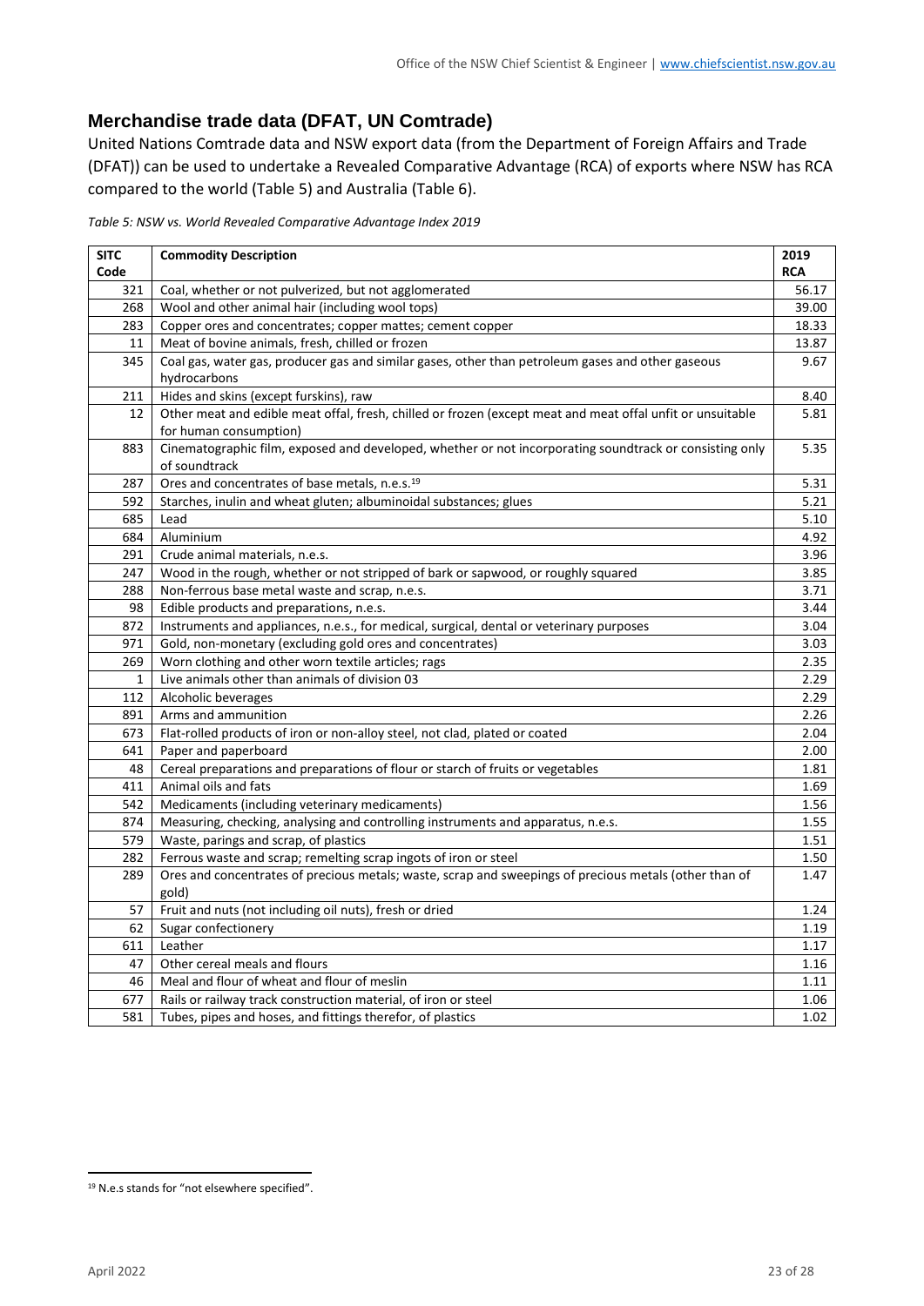## Merchandise trade data (DFAT, UN Comtrade)

United Nations Comtrade data and NSW export data (from the Department of Foreign Affairs and Trade (DFAT)) can be used to undertake a Revealed Comparative Advantage (RCA) of exports where NSW has RCA compared to the world (Table 5) and Australia (Table 6).

*Table 5: NSW vs. World Revealed Comparative Advantage Index 2019*

| SITC Code | Commodity Description | 2019 RCA |
|---|---|---|
| 321 | Coal, whether or not pulverized, but not agglomerated | 56.17 |
| 268 | Wool and other animal hair (including wool tops) | 39.00 |
| 283 | Copper ores and concentrates; copper mattes; cement copper | 18.33 |
| 11 | Meat of bovine animals, fresh, chilled or frozen | 13.87 |
| 345 | Coal gas, water gas, producer gas and similar gases, other than petroleum gases and other gaseous hydrocarbons | 9.67 |
| 211 | Hides and skins (except furskins), raw | 8.40 |
| 12 | Other meat and edible meat offal, fresh, chilled or frozen (except meat and meat offal unfit or unsuitable for human consumption) | 5.81 |
| 883 | Cinematographic film, exposed and developed, whether or not incorporating soundtrack or consisting only of soundtrack | 5.35 |
| 287 | Ores and concentrates of base metals, n.e.s.[19] | 5.31 |
| 592 | Starches, inulin and wheat gluten; albuminoidal substances; glues | 5.21 |
| 685 | Lead | 5.10 |
| 684 | Aluminium | 4.92 |
| 291 | Crude animal materials, n.e.s. | 3.96 |
| 247 | Wood in the rough, whether or not stripped of bark or sapwood, or roughly squared | 3.85 |
| 288 | Non-ferrous base metal waste and scrap, n.e.s. | 3.71 |
| 98 | Edible products and preparations, n.e.s. | 3.44 |
| 872 | Instruments and appliances, n.e.s., for medical, surgical, dental or veterinary purposes | 3.04 |
| 971 | Gold, non-monetary (excluding gold ores and concentrates) | 3.03 |
| 269 | Worn clothing and other worn textile articles; rags | 2.35 |
| 1 | Live animals other than animals of division 03 | 2.29 |
| 112 | Alcoholic beverages | 2.29 |
| 891 | Arms and ammunition | 2.26 |
| 673 | Flat-rolled products of iron or non-alloy steel, not clad, plated or coated | 2.04 |
| 641 | Paper and paperboard | 2.00 |
| 48 | Cereal preparations and preparations of flour or starch of fruits or vegetables | 1.81 |
| 411 | Animal oils and fats | 1.69 |
| 542 | Medicaments (including veterinary medicaments) | 1.56 |
| 874 | Measuring, checking, analysing and controlling instruments and apparatus, n.e.s. | 1.55 |
| 579 | Waste, parings and scrap, of plastics | 1.51 |
| 282 | Ferrous waste and scrap; remelting scrap ingots of iron or steel | 1.50 |
| 289 | Ores and concentrates of precious metals; waste, scrap and sweepings of precious metals (other than of gold) | 1.47 |
| 57 | Fruit and nuts (not including oil nuts), fresh or dried | 1.24 |
| 62 | Sugar confectionery | 1.19 |
| 611 | Leather | 1.17 |
| 47 | Other cereal meals and flours | 1.16 |
| 46 | Meal and flour of wheat and flour of meslin | 1.11 |
| 677 | Rails or railway track construction material, of iron or steel | 1.06 |
| 581 | Tubes, pipes and hoses, and fittings therefor, of plastics | 1.02 |

[19] N.e.s stands for "not elsewhere specified".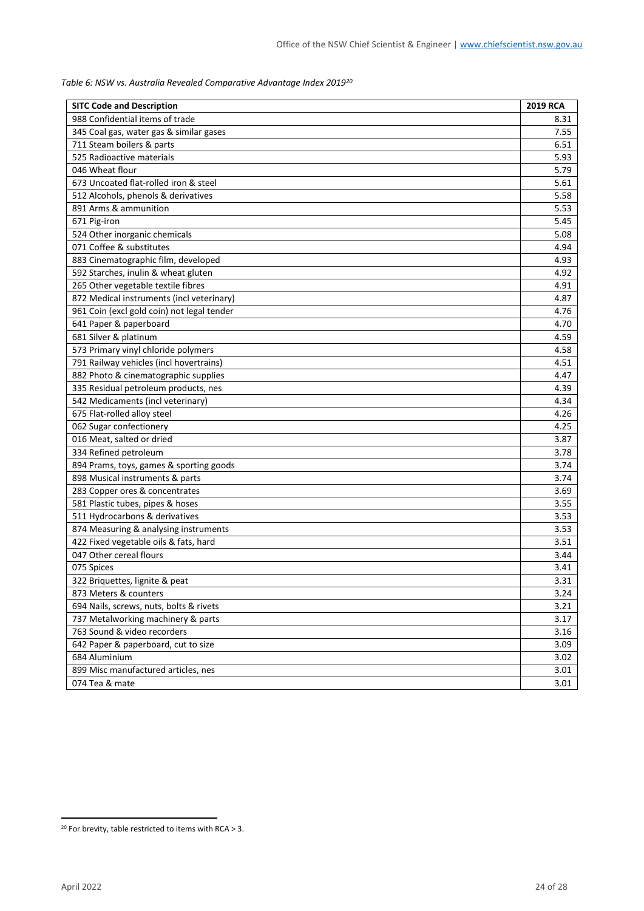*Table 6: NSW vs. Australia Revealed Comparative Advantage Index 2019*[20]

| SITC Code and Description | 2019 RCA |
|---|---|
| 988 Confidential items of trade | 8.31 |
| 345 Coal gas, water gas & similar gases | 7.55 |
| 711 Steam boilers & parts | 6.51 |
| 525 Radioactive materials | 5.93 |
| 046 Wheat flour | 5.79 |
| 673 Uncoated flat-rolled iron & steel | 5.61 |
| 512 Alcohols, phenols & derivatives | 5.58 |
| 891 Arms & ammunition | 5.53 |
| 671 Pig-iron | 5.45 |
| 524 Other inorganic chemicals | 5.08 |
| 071 Coffee & substitutes | 4.94 |
| 883 Cinematographic film, developed | 4.93 |
| 592 Starches, inulin & wheat gluten | 4.92 |
| 265 Other vegetable textile fibres | 4.91 |
| 872 Medical instruments (incl veterinary) | 4.87 |
| 961 Coin (excl gold coin) not legal tender | 4.76 |
| 641 Paper & paperboard | 4.70 |
| 681 Silver & platinum | 4.59 |
| 573 Primary vinyl chloride polymers | 4.58 |
| 791 Railway vehicles (incl hovertrains) | 4.51 |
| 882 Photo & cinematographic supplies | 4.47 |
| 335 Residual petroleum products, nes | 4.39 |
| 542 Medicaments (incl veterinary) | 4.34 |
| 675 Flat-rolled alloy steel | 4.26 |
| 062 Sugar confectionery | 4.25 |
| 016 Meat, salted or dried | 3.87 |
| 334 Refined petroleum | 3.78 |
| 894 Prams, toys, games & sporting goods | 3.74 |
| 898 Musical instruments & parts | 3.74 |
| 283 Copper ores & concentrates | 3.69 |
| 581 Plastic tubes, pipes & hoses | 3.55 |
| 511 Hydrocarbons & derivatives | 3.53 |
| 874 Measuring & analysing instruments | 3.53 |
| 422 Fixed vegetable oils & fats, hard | 3.51 |
| 047 Other cereal flours | 3.44 |
| 075 Spices | 3.41 |
| 322 Briquettes, lignite & peat | 3.31 |
| 873 Meters & counters | 3.24 |
| 694 Nails, screws, nuts, bolts & rivets | 3.21 |
| 737 Metalworking machinery & parts | 3.17 |
| 763 Sound & video recorders | 3.16 |
| 642 Paper & paperboard, cut to size | 3.09 |
| 684 Aluminium | 3.02 |
| 899 Misc manufactured articles, nes | 3.01 |
| 074 Tea & mate | 3.01 |

[20] For brevity, table restricted to items with RCA > 3.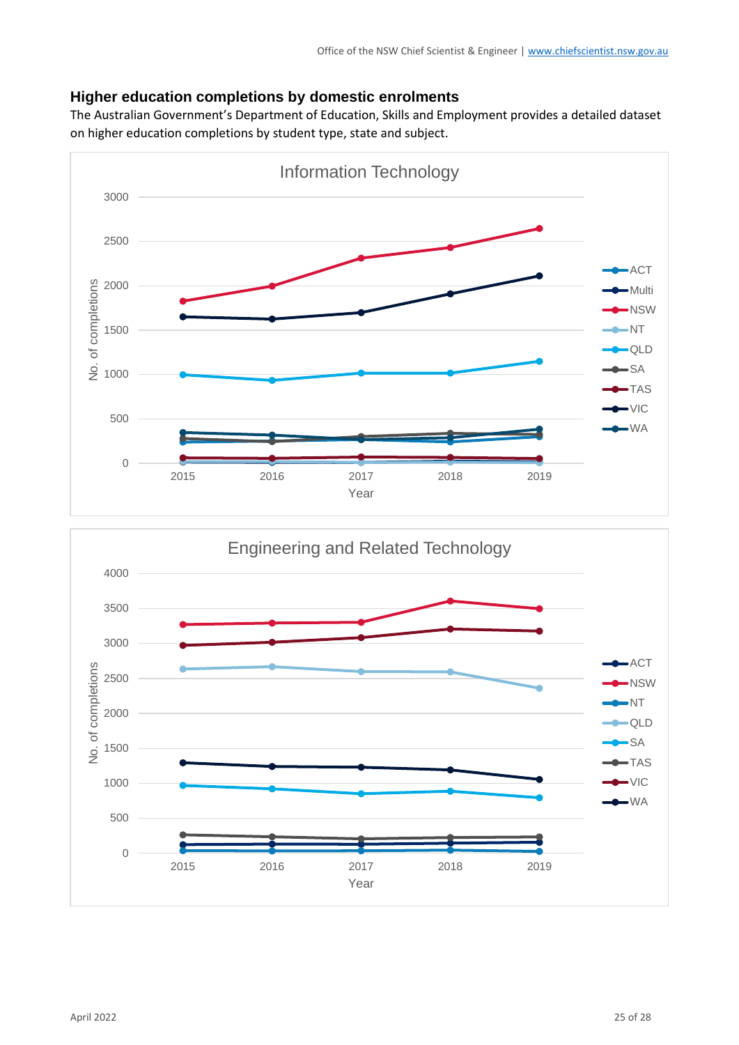## Higher education completions by domestic enrolments

The Australian Government's Department of Education, Skills and Employment provides a detailed dataset on higher education completions by student type, state and subject.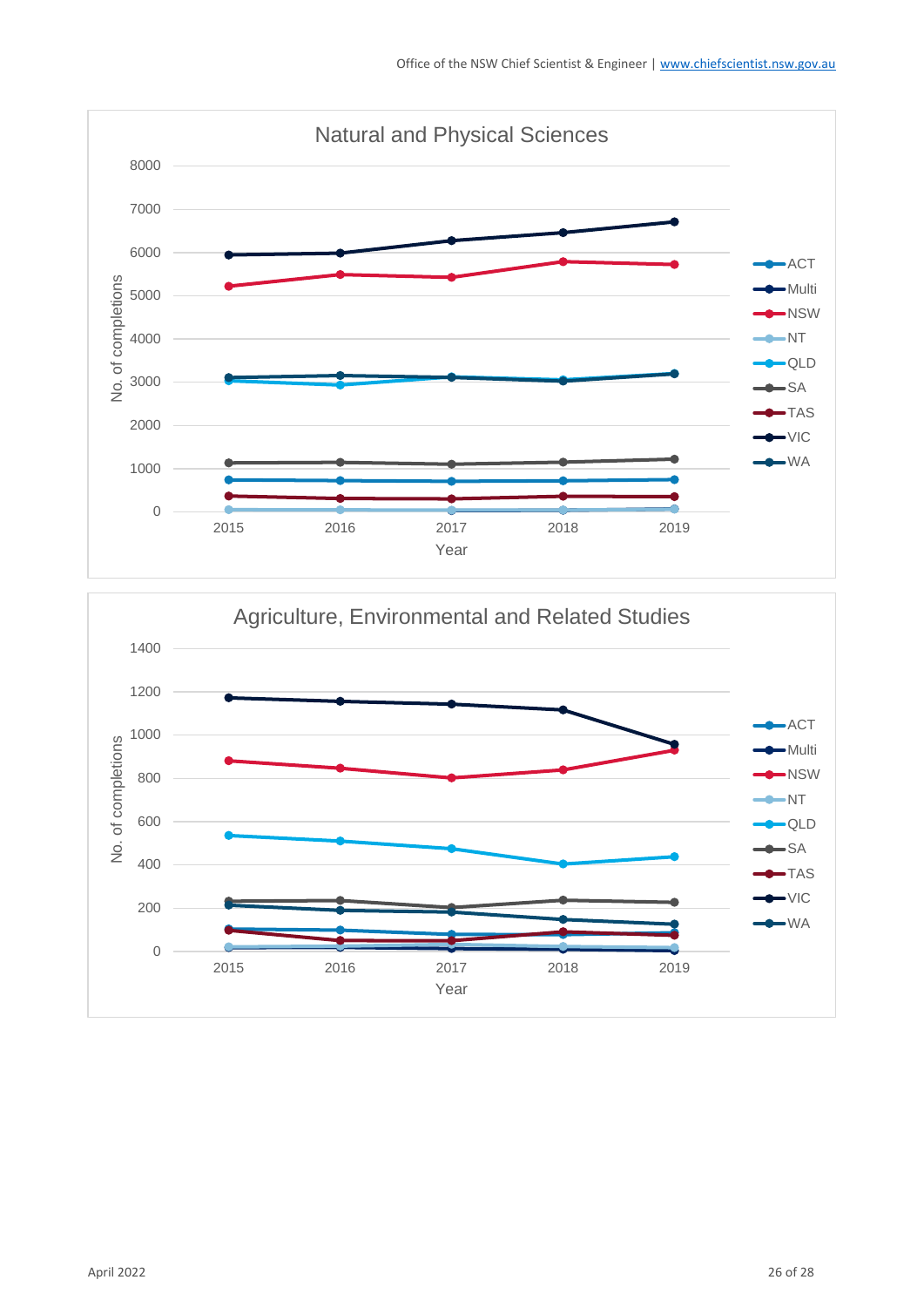**Natural and Physical Sciences**

No. of completions (0–8000) by Year (2015–2019). Legend: ACT, Multi, NSW, NT, QLD, SA, TAS, VIC, WA

**Agriculture, Environmental and Related Studies**

No. of completions (0–1400) by Year (2015–2019). Legend: ACT, Multi, NSW, NT, QLD, SA, TAS, VIC, WA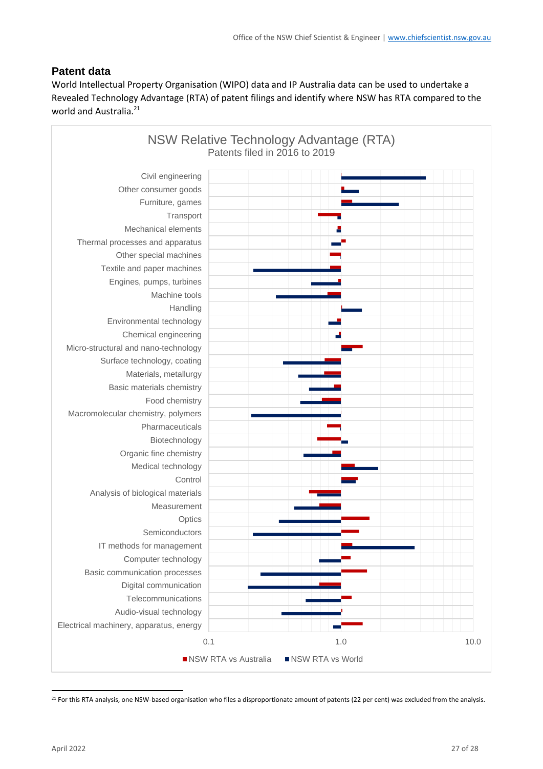## Patent data

World Intellectual Property Organisation (WIPO) data and IP Australia data can be used to undertake a Revealed Technology Advantage (RTA) of patent filings and identify where NSW has RTA compared to the world and Australia.[21]

NSW Relative Technology Advantage (RTA)
Patents filed in 2016 to 2019

Civil engineering
Other consumer goods
Furniture, games
Transport
Mechanical elements
Thermal processes and apparatus
Other special machines
Textile and paper machines
Engines, pumps, turbines
Machine tools
Handling
Environmental technology
Chemical engineering
Micro-structural and nano-technology
Surface technology, coating
Materials, metallurgy
Basic materials chemistry
Food chemistry
Macromolecular chemistry, polymers
Pharmaceuticals
Biotechnology
Organic fine chemistry
Medical technology
Control
Analysis of biological materials
Measurement
Optics
Semiconductors
IT methods for management
Computer technology
Basic communication processes
Digital communication
Telecommunications
Audio-visual technology
Electrical machinery, apparatus, energy

0.1 1.0 10.0

NSW RTA vs Australia NSW RTA vs World

[21] For this RTA analysis, one NSW-based organisation who files a disproportionate amount of patents (22 per cent) was excluded from the analysis.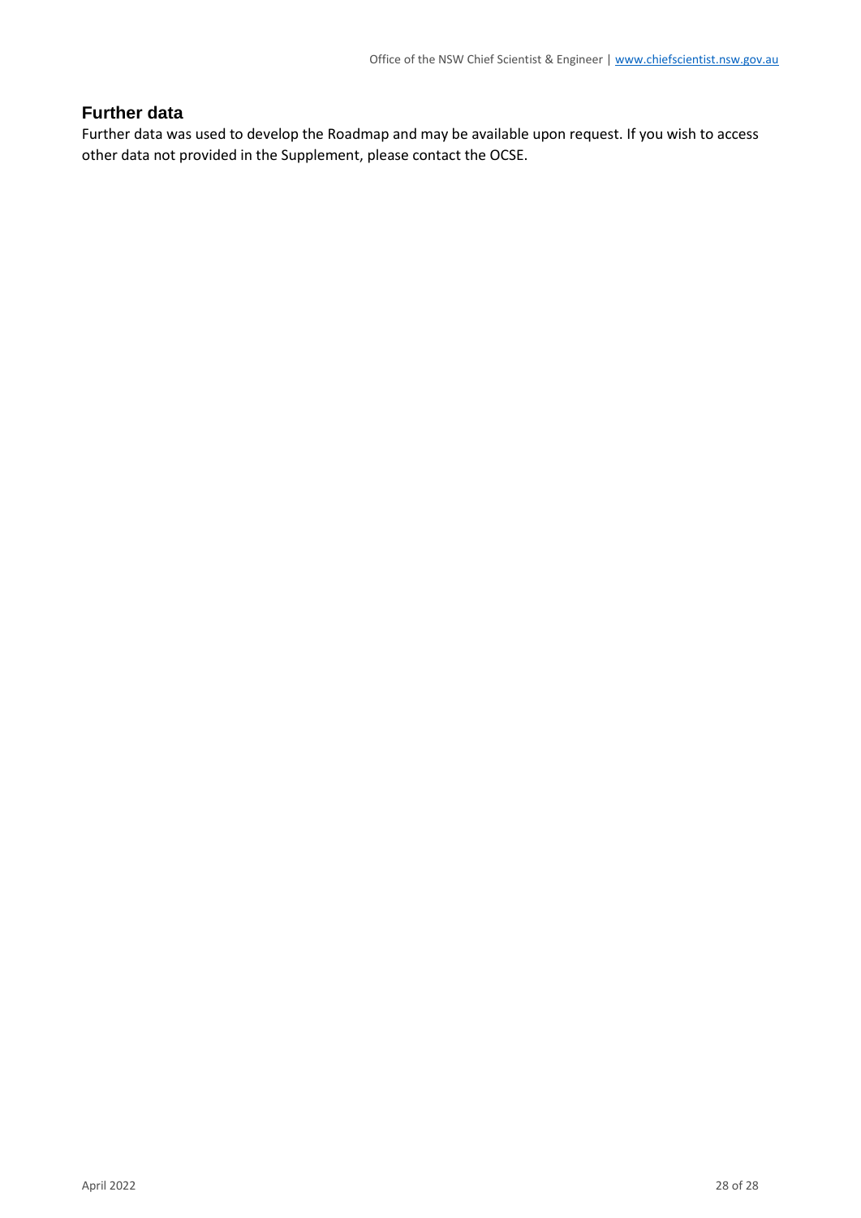## Further data

Further data was used to develop the Roadmap and may be available upon request. If you wish to access other data not provided in the Supplement, please contact the OCSE.